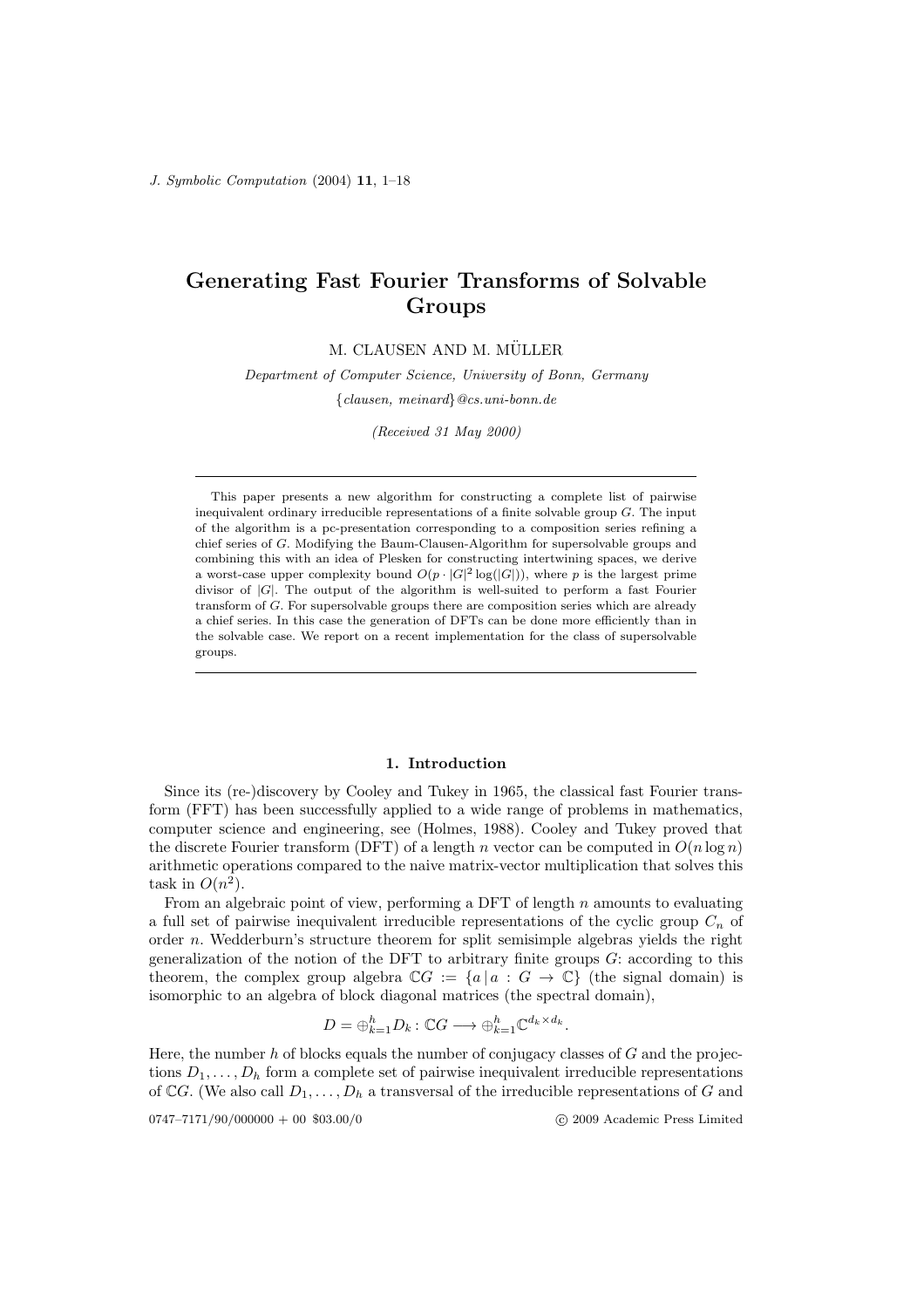# Generating Fast Fourier Transforms of Solvable Groups

M. CLAUSEN AND M. MÜLLER

*Department of Computer Science, University of Bonn, Germany*

{*clausen, meinard*}*@cs.uni-bonn.de*

*(Received 31 May 2000)*

---

This paper presents a new algorithm for constructing a complete list of pairwise inequivalent ordinary irreducible representations of a finite solvable group $G$. The input of the algorithm is a pc-presentation corresponding to a composition series refining a chief series of $G$. Modifying the Baum-Clausen-Algorithm for supersolvable groups and combining this with an idea of Plesken for constructing intertwining spaces, we derive a worst-case upper complexity bound $O(p \cdot |G|^2 \log(|G|))$, where $p$ is the largest prime divisor of $|G|$. The output of the algorithm is well-suited to perform a fast Fourier transform of $G$. For supersolvable groups there are composition series which are already a chief series. In this case the generation of DFTs can be done more efficiently than in the solvable case. We report on a recent implementation for the class of supersolvable groups.

---

## 1. Introduction

Since its (re-)discovery by Cooley and Tukey in 1965, the classical fast Fourier transform (FFT) has been successfully applied to a wide range of problems in mathematics, computer science and engineering, see (Holmes, 1988). Cooley and Tukey proved that the discrete Fourier transform (DFT) of a length $n$ vector can be computed in $O(n \log n)$ arithmetic operations compared to the naive matrix-vector multiplication that solves this task in $O(n^2)$.

From an algebraic point of view, performing a DFT of length $n$ amounts to evaluating a full set of pairwise inequivalent irreducible representations of the cyclic group $C_n$ of order $n$. Wedderburn's structure theorem for split semisimple algebras yields the right generalization of the notion of the DFT to arbitrary finite groups $G$: according to this theorem, the complex group algebra $\mathbb{C}G := \{a \,|\, a : G \to \mathbb{C}\}$ (the signal domain) is isomorphic to an algebra of block diagonal matrices (the spectral domain),

$$D = \oplus_{k=1}^{h} D_k : \mathbb{C}G \longrightarrow \oplus_{k=1}^{h} \mathbb{C}^{d_k \times d_k}.$$

Here, the number $h$ of blocks equals the number of conjugacy classes of $G$ and the projections $D_1, \ldots, D_h$ form a complete set of pairwise inequivalent irreducible representations of $\mathbb{C}G$. (We also call $D_1, \ldots, D_h$ a transversal of the irreducible representations of $G$ and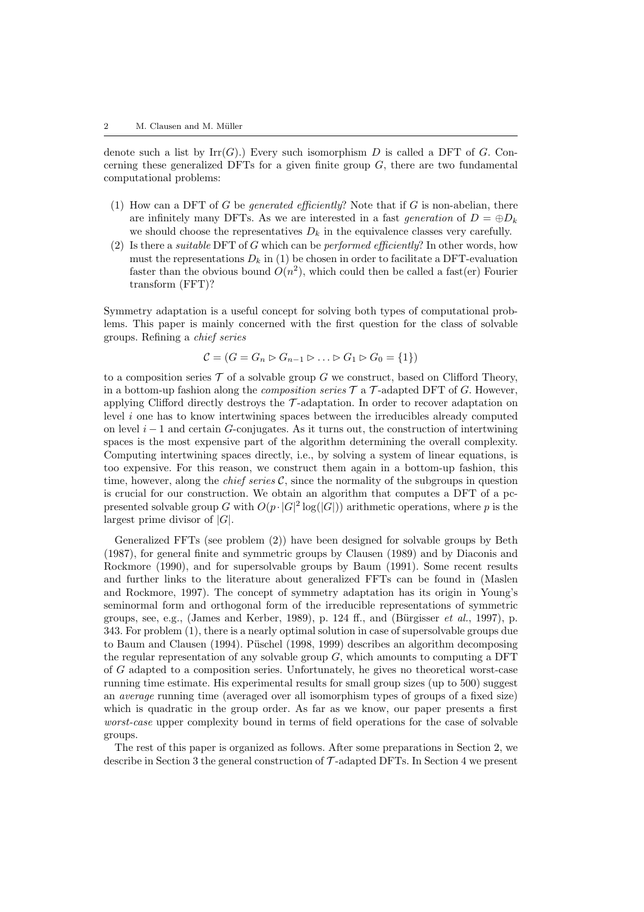denote such a list by $\mathrm{Irr}(G)$.) Every such isomorphism $D$ is called a DFT of $G$. Concerning these generalized DFTs for a given finite group $G$, there are two fundamental computational problems:

(1) How can a DFT of $G$ be *generated efficiently*? Note that if $G$ is non-abelian, there are infinitely many DFTs. As we are interested in a fast *generation* of $D = \oplus D_k$ we should choose the representatives $D_k$ in the equivalence classes very carefully.

(2) Is there a *suitable* DFT of $G$ which can be *performed efficiently*? In other words, how must the representations $D_k$ in (1) be chosen in order to facilitate a DFT-evaluation faster than the obvious bound $O(n^2)$, which could then be called a fast(er) Fourier transform (FFT)?

Symmetry adaptation is a useful concept for solving both types of computational problems. This paper is mainly concerned with the first question for the class of solvable groups. Refining a *chief series*

$$\mathcal{C} = (G = G_n \rhd G_{n-1} \rhd \ldots \rhd G_1 \rhd G_0 = \{1\})$$

to a composition series $\mathcal{T}$ of a solvable group $G$ we construct, based on Clifford Theory, in a bottom-up fashion along the *composition series* $\mathcal{T}$ a $\mathcal{T}$-adapted DFT of $G$. However, applying Clifford directly destroys the $\mathcal{T}$-adaptation. In order to recover adaptation on level $i$ one has to know intertwining spaces between the irreducibles already computed on level $i-1$ and certain $G$-conjugates. As it turns out, the construction of intertwining spaces is the most expensive part of the algorithm determining the overall complexity. Computing intertwining spaces directly, i.e., by solving a system of linear equations, is too expensive. For this reason, we construct them again in a bottom-up fashion, this time, however, along the *chief series* $\mathcal{C}$, since the normality of the subgroups in question is crucial for our construction. We obtain an algorithm that computes a DFT of a pc-presented solvable group $G$ with $O(p \cdot |G|^2 \log(|G|))$ arithmetic operations, where $p$ is the largest prime divisor of $|G|$.

Generalized FFTs (see problem (2)) have been designed for solvable groups by Beth (1987), for general finite and symmetric groups by Clausen (1989) and by Diaconis and Rockmore (1990), and for supersolvable groups by Baum (1991). Some recent results and further links to the literature about generalized FFTs can be found in (Maslen and Rockmore, 1997). The concept of symmetry adaptation has its origin in Young's seminormal form and orthogonal form of the irreducible representations of symmetric groups, see, e.g., (James and Kerber, 1989), p. 124 ff., and (Bürgisser *et al.*, 1997), p. 343. For problem (1), there is a nearly optimal solution in case of supersolvable groups due to Baum and Clausen (1994). Püschel (1998, 1999) describes an algorithm decomposing the regular representation of any solvable group $G$, which amounts to computing a DFT of $G$ adapted to a composition series. Unfortunately, he gives no theoretical worst-case running time estimate. His experimental results for small group sizes (up to 500) suggest an *average* running time (averaged over all isomorphism types of groups of a fixed size) which is quadratic in the group order. As far as we know, our paper presents a first *worst-case* upper complexity bound in terms of field operations for the case of solvable groups.

The rest of this paper is organized as follows. After some preparations in Section 2, we describe in Section 3 the general construction of $\mathcal{T}$-adapted DFTs. In Section 4 we present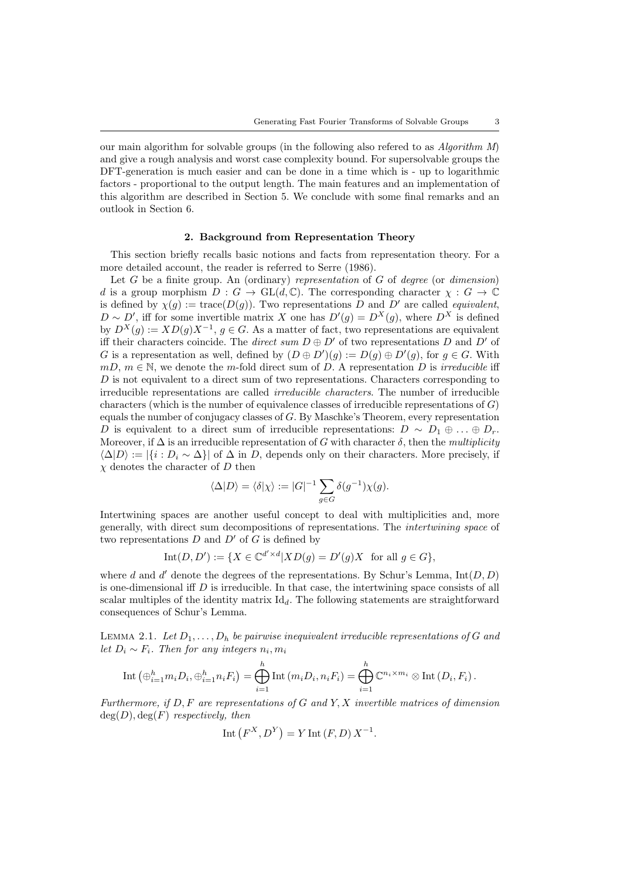our main algorithm for solvable groups (in the following also refered to as *Algorithm M*) and give a rough analysis and worst case complexity bound. For supersolvable groups the DFT-generation is much easier and can be done in a time which is - up to logarithmic factors - proportional to the output length. The main features and an implementation of this algorithm are described in Section 5. We conclude with some final remarks and an outlook in Section 6.

## 2. Background from Representation Theory

This section briefly recalls basic notions and facts from representation theory. For a more detailed account, the reader is referred to Serre (1986).

Let $G$ be a finite group. An (ordinary) *representation* of $G$ of *degree* (or *dimension*) $d$ is a group morphism $D : G \to \mathrm{GL}(d, \mathbb{C})$. The corresponding character $\chi : G \to \mathbb{C}$ is defined by $\chi(g) := \mathrm{trace}(D(g))$. Two representations $D$ and $D'$ are called *equivalent*, $D \sim D'$, iff for some invertible matrix $X$ one has $D'(g) = D^X(g)$, where $D^X$ is defined by $D^X(g) := XD(g)X^{-1}$, $g \in G$. As a matter of fact, two representations are equivalent iff their characters coincide. The *direct sum* $D \oplus D'$ of two representations $D$ and $D'$ of $G$ is a representation as well, defined by $(D \oplus D')(g) := D(g) \oplus D'(g)$, for $g \in G$. With $mD$, $m \in \mathbb{N}$, we denote the $m$-fold direct sum of $D$. A representation $D$ is *irreducible* iff $D$ is not equivalent to a direct sum of two representations. Characters corresponding to irreducible representations are called *irreducible characters*. The number of irreducible characters (which is the number of equivalence classes of irreducible representations of $G$) equals the number of conjugacy classes of $G$. By Maschke's Theorem, every representation $D$ is equivalent to a direct sum of irreducible representations: $D \sim D_1 \oplus \ldots \oplus D_r$. Moreover, if $\Delta$ is an irreducible representation of $G$ with character $\delta$, then the *multiplicity* $\langle \Delta | D \rangle := |\{i : D_i \sim \Delta\}|$ of $\Delta$ in $D$, depends only on their characters. More precisely, if $\chi$ denotes the character of $D$ then

$$\langle \Delta | D \rangle = \langle \delta | \chi \rangle := |G|^{-1} \sum_{g \in G} \delta(g^{-1}) \chi(g).$$

Intertwining spaces are another useful concept to deal with multiplicities and, more generally, with direct sum decompositions of representations. The *intertwining space* of two representations $D$ and $D'$ of $G$ is defined by

$$\mathrm{Int}(D, D') := \{X \in \mathbb{C}^{d' \times d} | XD(g) = D'(g)X \quad \text{for all } g \in G\},$$

where $d$ and $d'$ denote the degrees of the representations. By Schur's Lemma, $\mathrm{Int}(D, D)$ is one-dimensional iff $D$ is irreducible. In that case, the intertwining space consists of all scalar multiples of the identity matrix $\mathrm{Id}_d$. The following statements are straightforward consequences of Schur's Lemma.

Lemma 2.1. *Let $D_1, \ldots, D_h$ be pairwise inequivalent irreducible representations of $G$ and let $D_i \sim F_i$. Then for any integers $n_i, m_i$*

$$\mathrm{Int}\left(\oplus_{i=1}^h m_i D_i, \oplus_{i=1}^h n_i F_i\right) = \bigoplus_{i=1}^h \mathrm{Int}\left(m_i D_i, n_i F_i\right) = \bigoplus_{i=1}^h \mathbb{C}^{n_i \times m_i} \otimes \mathrm{Int}\left(D_i, F_i\right).$$

*Furthermore, if $D, F$ are representations of $G$ and $Y, X$ invertible matrices of dimension $\deg(D), \deg(F)$ respectively, then*

$$\mathrm{Int}\left(F^X, D^Y\right) = Y \,\mathrm{Int}\left(F, D\right) X^{-1}.$$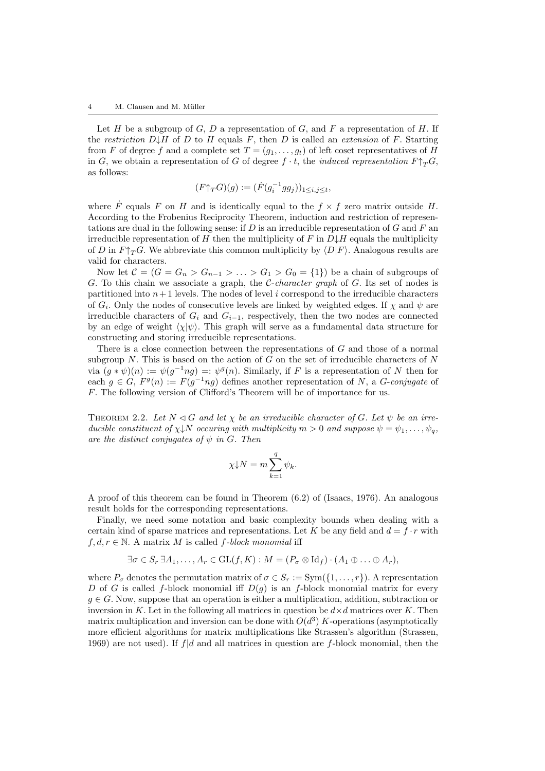Let $H$ be a subgroup of $G$, $D$ a representation of $G$, and $F$ a representation of $H$. If the *restriction* $D{\downarrow}H$ of $D$ to $H$ equals $F$, then $D$ is called an *extension* of $F$. Starting from $F$ of degree $f$ and a complete set $T = (g_1, \ldots, g_t)$ of left coset representatives of $H$ in $G$, we obtain a representation of $G$ of degree $f \cdot t$, the *induced representation* $F{\uparrow}_T G$, as follows:

$$(F{\uparrow}_T G)(g) := (\dot{F}(g_i^{-1} g g_j))_{1 \leq i,j \leq t},$$

where $\dot{F}$ equals $F$ on $H$ and is identically equal to the $f \times f$ zero matrix outside $H$. According to the Frobenius Reciprocity Theorem, induction and restriction of representations are dual in the following sense: if $D$ is an irreducible representation of $G$ and $F$ an irreducible representation of $H$ then the multiplicity of $F$ in $D{\downarrow}H$ equals the multiplicity of $D$ in $F{\uparrow}_T G$. We abbreviate this common multiplicity by $\langle D|F \rangle$. Analogous results are valid for characters.

Now let $\mathcal{C} = (G = G_n > G_{n-1} > \ldots > G_1 > G_0 = \{1\})$ be a chain of subgroups of $G$. To this chain we associate a graph, the $\mathcal{C}$-*character graph* of $G$. Its set of nodes is partitioned into $n+1$ levels. The nodes of level $i$ correspond to the irreducible characters of $G_i$. Only the nodes of consecutive levels are linked by weighted edges. If $\chi$ and $\psi$ are irreducible characters of $G_i$ and $G_{i-1}$, respectively, then the two nodes are connected by an edge of weight $\langle \chi|\psi \rangle$. This graph will serve as a fundamental data structure for constructing and storing irreducible representations.

There is a close connection between the representations of $G$ and those of a normal subgroup $N$. This is based on the action of $G$ on the set of irreducible characters of $N$ via $(g * \psi)(n) := \psi(g^{-1} n g) =: \psi^g(n)$. Similarly, if $F$ is a representation of $N$ then for each $g \in G$, $F^g(n) := F(g^{-1} n g)$ defines another representation of $N$, a $G$-*conjugate* of $F$. The following version of Clifford's Theorem will be of importance for us.

Theorem 2.2. *Let $N \lhd G$ and let $\chi$ be an irreducible character of $G$. Let $\psi$ be an irreducible constituent of $\chi{\downarrow}N$ occuring with multiplicity $m > 0$ and suppose $\psi = \psi_1, \ldots, \psi_q$, are the distinct conjugates of $\psi$ in $G$. Then*

$$\chi{\downarrow}N = m \sum_{k=1}^{q} \psi_k.$$

A proof of this theorem can be found in Theorem (6.2) of (Isaacs, 1976). An analogous result holds for the corresponding representations.

Finally, we need some notation and basic complexity bounds when dealing with a certain kind of sparse matrices and representations. Let $K$ be any field and $d = f \cdot r$ with $f, d, r \in \mathbb{N}$. A matrix $M$ is called $f$-*block monomial* iff

$$\exists \sigma \in S_r \, \exists A_1, \ldots, A_r \in \mathrm{GL}(f, K) : M = (P_\sigma \otimes \mathrm{Id}_f) \cdot (A_1 \oplus \ldots \oplus A_r),$$

where $P_\sigma$ denotes the permutation matrix of $\sigma \in S_r := \mathrm{Sym}(\{1, \ldots, r\})$. A representation $D$ of $G$ is called $f$-block monomial iff $D(g)$ is an $f$-block monomial matrix for every $g \in G$. Now, suppose that an operation is either a multiplication, addition, subtraction or inversion in $K$. Let in the following all matrices in question be $d \times d$ matrices over $K$. Then matrix multiplication and inversion can be done with $O(d^3)$ $K$-operations (asymptotically more efficient algorithms for matrix multiplications like Strassen's algorithm (Strassen, 1969) are not used). If $f|d$ and all matrices in question are $f$-block monomial, then the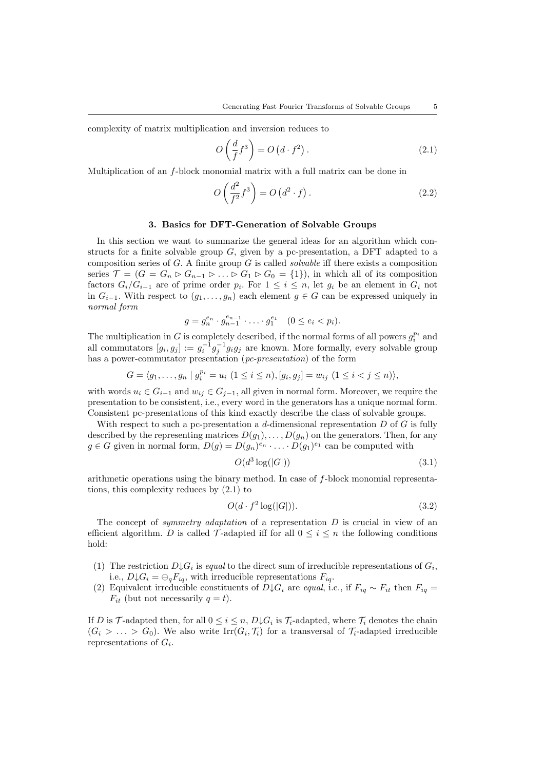complexity of matrix multiplication and inversion reduces to

$$O\left(\frac{d}{f}f^3\right) = O\left(d \cdot f^2\right). \tag{2.1}$$

Multiplication of an $f$-block monomial matrix with a full matrix can be done in

$$O\left(\frac{d^2}{f^2}f^3\right) = O\left(d^2 \cdot f\right). \tag{2.2}$$

### 3. Basics for DFT-Generation of Solvable Groups

In this section we want to summarize the general ideas for an algorithm which constructs for a finite solvable group $G$, given by a pc-presentation, a DFT adapted to a composition series of $G$. A finite group $G$ is called *solvable* iff there exists a composition series $\mathcal{T} = (G = G_n \rhd G_{n-1} \rhd \ldots \rhd G_1 \rhd G_0 = \{1\})$, in which all of its composition factors $G_i/G_{i-1}$ are of prime order $p_i$. For $1 \leq i \leq n$, let $g_i$ be an element in $G_i$ not in $G_{i-1}$. With respect to $(g_1, \ldots, g_n)$ each element $g \in G$ can be expressed uniquely in *normal form*

$$g = g_n^{e_n} \cdot g_{n-1}^{e_{n-1}} \cdot \ldots \cdot g_1^{e_1} \quad (0 \leq e_i < p_i).$$

The multiplication in $G$ is completely described, if the normal forms of all powers $g_i^{p_i}$ and all commutators $[g_i, g_j] := g_i^{-1} g_j^{-1} g_i g_j$ are known. More formally, every solvable group has a power-commutator presentation (*pc-presentation*) of the form

$$G = \langle g_1, \ldots, g_n \mid g_i^{p_i} = u_i \ (1 \leq i \leq n), [g_i, g_j] = w_{ij} \ (1 \leq i < j \leq n)\rangle,$$

with words $u_i \in G_{i-1}$ and $w_{ij} \in G_{j-1}$, all given in normal form. Moreover, we require the presentation to be consistent, i.e., every word in the generators has a unique normal form. Consistent pc-presentations of this kind exactly describe the class of solvable groups.

With respect to such a pc-presentation a $d$-dimensional representation $D$ of $G$ is fully described by the representing matrices $D(g_1), \ldots, D(g_n)$ on the generators. Then, for any $g \in G$ given in normal form, $D(g) = D(g_n)^{e_n} \cdot \ldots \cdot D(g_1)^{e_1}$ can be computed with

$$O(d^3 \log(|G|)) \tag{3.1}$$

arithmetic operations using the binary method. In case of $f$-block monomial representations, this complexity reduces by (2.1) to

$$O(d \cdot f^2 \log(|G|)). \tag{3.2}$$

The concept of *symmetry adaptation* of a representation $D$ is crucial in view of an efficient algorithm. $D$ is called $\mathcal{T}$-adapted iff for all $0 \leq i \leq n$ the following conditions hold:

1. The restriction $D{\downarrow}G_i$ is *equal* to the direct sum of irreducible representations of $G_i$, i.e., $D{\downarrow}G_i = \oplus_q F_{iq}$, with irreducible representations $F_{iq}$.
2. Equivalent irreducible constituents of $D{\downarrow}G_i$ are *equal*, i.e., if $F_{iq} \sim F_{it}$ then $F_{iq} = F_{it}$ (but not necessarily $q = t$).

If $D$ is $\mathcal{T}$-adapted then, for all $0 \leq i \leq n$, $D{\downarrow}G_i$ is $\mathcal{T}_i$-adapted, where $\mathcal{T}_i$ denotes the chain $(G_i > \ldots > G_0)$. We also write $\mathrm{Irr}(G_i, \mathcal{T}_i)$ for a transversal of $\mathcal{T}_i$-adapted irreducible representations of $G_i$.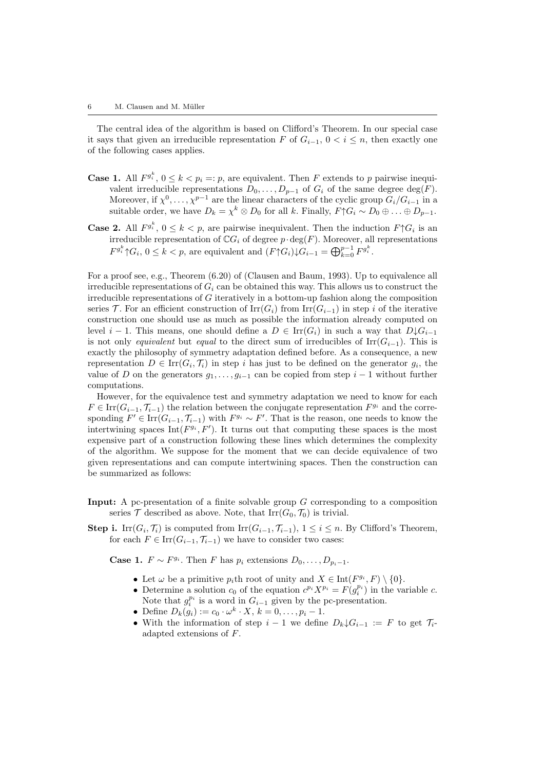The central idea of the algorithm is based on Clifford's Theorem. In our special case it says that given an irreducible representation $F$ of $G_{i-1}$, $0 < i \leq n$, then exactly one of the following cases applies.

**Case 1.** All $F^{g_i^k}$, $0 \leq k < p_i =: p$, are equivalent. Then $F$ extends to $p$ pairwise inequivalent irreducible representations $D_0, \ldots, D_{p-1}$ of $G_i$ of the same degree $\deg(F)$. Moreover, if $\chi^0, \ldots, \chi^{p-1}$ are the linear characters of the cyclic group $G_i/G_{i-1}$ in a suitable order, we have $D_k = \chi^k \otimes D_0$ for all $k$. Finally, $F{\uparrow}G_i \sim D_0 \oplus \ldots \oplus D_{p-1}$.

**Case 2.** All $F^{g_i^k}$, $0 \leq k < p$, are pairwise inequivalent. Then the induction $F{\uparrow}G_i$ is an irreducible representation of $\mathbb{C}G_i$ of degree $p \cdot \deg(F)$. Moreover, all representations $F^{g_i^k}{\uparrow}G_i$, $0 \leq k < p$, are equivalent and $(F{\uparrow}G_i){\downarrow}G_{i-1} = \bigoplus_{k=0}^{p-1} F^{g_i^k}$.

For a proof see, e.g., Theorem (6.20) of (Clausen and Baum, 1993). Up to equivalence all irreducible representations of $G_i$ can be obtained this way. This allows us to construct the irreducible representations of $G$ iteratively in a bottom-up fashion along the composition series $\mathcal{T}$. For an efficient construction of $\mathrm{Irr}(G_i)$ from $\mathrm{Irr}(G_{i-1})$ in step $i$ of the iterative construction one should use as much as possible the information already computed on level $i-1$. This means, one should define a $D \in \mathrm{Irr}(G_i)$ in such a way that $D{\downarrow}G_{i-1}$ is not only *equivalent* but *equal* to the direct sum of irreducibles of $\mathrm{Irr}(G_{i-1})$. This is exactly the philosophy of symmetry adaptation defined before. As a consequence, a new representation $D \in \mathrm{Irr}(G_i, \mathcal{T}_i)$ in step $i$ has just to be defined on the generator $g_i$, the value of $D$ on the generators $g_1, \ldots, g_{i-1}$ can be copied from step $i-1$ without further computations.

However, for the equivalence test and symmetry adaptation we need to know for each $F \in \mathrm{Irr}(G_{i-1}, \mathcal{T}_{i-1})$ the relation between the conjugate representation $F^{g_i}$ and the corresponding $F' \in \mathrm{Irr}(G_{i-1}, \mathcal{T}_{i-1})$ with $F^{g_i} \sim F'$. That is the reason, one needs to know the intertwining spaces $\mathrm{Int}(F^{g_i}, F')$. It turns out that computing these spaces is the most expensive part of a construction following these lines which determines the complexity of the algorithm. We suppose for the moment that we can decide equivalence of two given representations and can compute intertwining spaces. Then the construction can be summarized as follows:

**Input:** A pc-presentation of a finite solvable group $G$ corresponding to a composition series $\mathcal{T}$ described as above. Note, that $\mathrm{Irr}(G_0, \mathcal{T}_0)$ is trivial.

**Step i.** $\mathrm{Irr}(G_i, \mathcal{T}_i)$ is computed from $\mathrm{Irr}(G_{i-1}, \mathcal{T}_{i-1})$, $1 \leq i \leq n$. By Clifford's Theorem, for each $F \in \mathrm{Irr}(G_{i-1}, \mathcal{T}_{i-1})$ we have to consider two cases:

**Case 1.** $F \sim F^{g_i}$. Then $F$ has $p_i$ extensions $D_0, \ldots, D_{p_i-1}$.

- Let $\omega$ be a primitive $p_i$th root of unity and $X \in \mathrm{Int}(F^{g_i}, F) \setminus \{0\}$.
- Determine a solution $c_0$ of the equation $c^{p_i} X^{p_i} = F(g_i^{p_i})$ in the variable $c$. Note that $g_i^{p_i}$ is a word in $G_{i-1}$ given by the pc-presentation.
- Define $D_k(g_i) := c_0 \cdot \omega^k \cdot X$, $k = 0, \ldots, p_i - 1$.
- With the information of step $i-1$ we define $D_k{\downarrow}G_{i-1} := F$ to get $\mathcal{T}_i$-adapted extensions of $F$.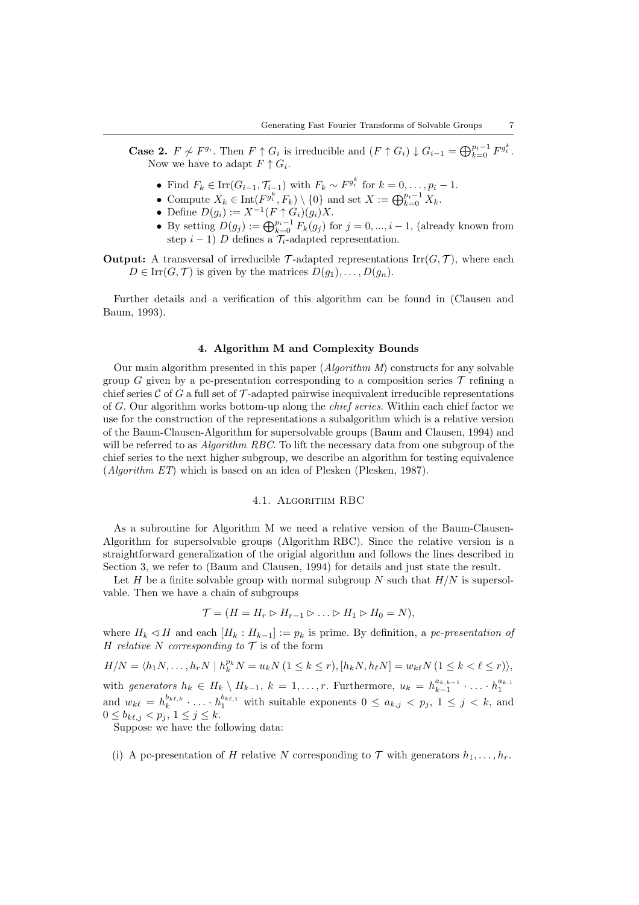**Case 2.** $F \not\sim F^{g_i}$. Then $F \uparrow G_i$ is irreducible and $(F \uparrow G_i) \downarrow G_{i-1} = \bigoplus_{k=0}^{p_i-1} F^{g_i^k}$. Now we have to adapt $F \uparrow G_i$.

- Find $F_k \in \mathrm{Irr}(G_{i-1}, \mathcal{T}_{i-1})$ with $F_k \sim F^{g_i^k}$ for $k = 0, \ldots, p_i - 1$.
- Compute $X_k \in \mathrm{Int}(F^{g_i^k}, F_k) \setminus \{0\}$ and set $X := \bigoplus_{k=0}^{p_i-1} X_k$.
- Define $D(g_i) := X^{-1}(F \uparrow G_i)(g_i)X$.
- By setting $D(g_j) := \bigoplus_{k=0}^{p_i-1} F_k(g_j)$ for $j = 0, ..., i-1$, (already known from step $i-1$) $D$ defines a $\mathcal{T}_i$-adapted representation.

**Output:** A transversal of irreducible $\mathcal{T}$-adapted representations $\mathrm{Irr}(G, \mathcal{T})$, where each $D \in \mathrm{Irr}(G, \mathcal{T})$ is given by the matrices $D(g_1), \ldots, D(g_n)$.

Further details and a verification of this algorithm can be found in (Clausen and Baum, 1993).

## 4. Algorithm M and Complexity Bounds

Our main algorithm presented in this paper (*Algorithm M*) constructs for any solvable group $G$ given by a pc-presentation corresponding to a composition series $\mathcal{T}$ refining a chief series $\mathcal{C}$ of $G$ a full set of $\mathcal{T}$-adapted pairwise inequivalent irreducible representations of $G$. Our algorithm works bottom-up along the *chief series*. Within each chief factor we use for the construction of the representations a subalgorithm which is a relative version of the Baum-Clausen-Algorithm for supersolvable groups (Baum and Clausen, 1994) and will be referred to as *Algorithm RBC*. To lift the necessary data from one subgroup of the chief series to the next higher subgroup, we describe an algorithm for testing equivalence (*Algorithm ET*) which is based on an idea of Plesken (Plesken, 1987).

### 4.1. Algorithm RBC

As a subroutine for Algorithm M we need a relative version of the Baum-Clausen-Algorithm for supersolvable groups (Algorithm RBC). Since the relative version is a straightforward generalization of the origial algorithm and follows the lines described in Section 3, we refer to (Baum and Clausen, 1994) for details and just state the result.

Let $H$ be a finite solvable group with normal subgroup $N$ such that $H/N$ is supersolvable. Then we have a chain of subgroups

$$\mathcal{T} = (H = H_r \rhd H_{r-1} \rhd \ldots \rhd H_1 \rhd H_0 = N),$$

where $H_k \lhd H$ and each $[H_k : H_{k-1}] := p_k$ is prime. By definition, a *pc-presentation of $H$ relative $N$ corresponding to $\mathcal{T}$* is of the form

$$H/N = \langle h_1 N, \ldots, h_r N \mid h_k^{p_k} N = u_k N \, (1 \le k \le r), [h_k N, h_\ell N] = w_{k\ell} N \, (1 \le k < \ell \le r) \rangle,$$

with *generators* $h_k \in H_k \setminus H_{k-1}$, $k = 1, \ldots, r$. Furthermore, $u_k = h_{k-1}^{a_{k,k-1}} \cdot \ldots \cdot h_1^{a_{k,1}}$ and $w_{k\ell} = h_k^{b_{k\ell,k}} \cdot \ldots \cdot h_1^{b_{k\ell,1}}$ with suitable exponents $0 \le a_{k,j} < p_j$, $1 \le j < k$, and $0 \le b_{k\ell,j} < p_j$, $1 \le j \le k$.

Suppose we have the following data:

(i) A pc-presentation of $H$ relative $N$ corresponding to $\mathcal{T}$ with generators $h_1, \ldots, h_r$.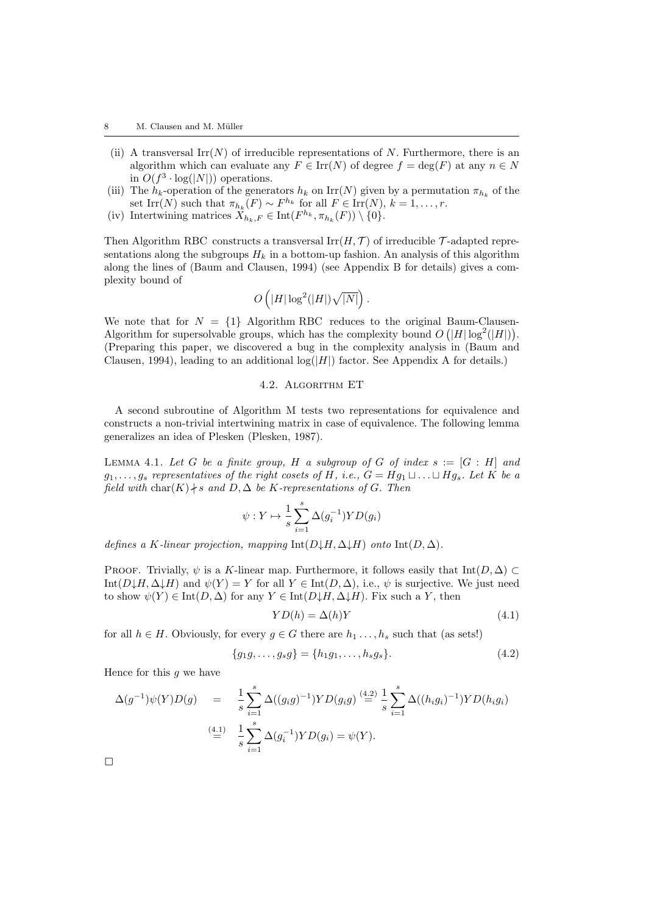(ii) A transversal $\mathrm{Irr}(N)$ of irreducible representations of $N$. Furthermore, there is an algorithm which can evaluate any $F \in \mathrm{Irr}(N)$ of degree $f = \deg(F)$ at any $n \in N$ in $O(f^3 \cdot \log(|N|))$ operations.

(iii) The $h_k$-operation of the generators $h_k$ on $\mathrm{Irr}(N)$ given by a permutation $\pi_{h_k}$ of the set $\mathrm{Irr}(N)$ such that $\pi_{h_k}(F) \sim F^{h_k}$ for all $F \in \mathrm{Irr}(N)$, $k = 1, \ldots, r$.

(iv) Intertwining matrices $X_{h_k,F} \in \mathrm{Int}(F^{h_k}, \pi_{h_k}(F)) \setminus \{0\}$.

Then Algorithm RBC constructs a transversal $\mathrm{Irr}(H, \mathcal{T})$ of irreducible $\mathcal{T}$-adapted representations along the subgroups $H_k$ in a bottom-up fashion. An analysis of this algorithm along the lines of (Baum and Clausen, 1994) (see Appendix B for details) gives a complexity bound of

$$O\left(|H| \log^2(|H|) \sqrt{|N|}\right).$$

We note that for $N = \{1\}$ Algorithm RBC reduces to the original Baum-Clausen-Algorithm for supersolvable groups, which has the complexity bound $O\left(|H| \log^2(|H|)\right)$. (Preparing this paper, we discovered a bug in the complexity analysis in (Baum and Clausen, 1994), leading to an additional $\log(|H|)$ factor. See Appendix A for details.)

### 4.2. Algorithm ET

A second subroutine of Algorithm M tests two representations for equivalence and constructs a non-trivial intertwining matrix in case of equivalence. The following lemma generalizes an idea of Plesken (Plesken, 1987).

Lemma 4.1. *Let $G$ be a finite group, $H$ a subgroup of $G$ of index $s := [G : H]$ and $g_1, \ldots, g_s$ representatives of the right cosets of $H$, i.e., $G = Hg_1 \sqcup \ldots \sqcup Hg_s$. Let $K$ be a field with $\mathrm{char}(K) \nmid s$ and $D, \Delta$ be $K$-representations of $G$. Then*

$$\psi : Y \mapsto \frac{1}{s} \sum_{i=1}^{s} \Delta(g_i^{-1}) Y D(g_i)$$

*defines a $K$-linear projection, mapping $\mathrm{Int}(D{\downarrow}H, \Delta{\downarrow}H)$ onto $\mathrm{Int}(D, \Delta)$.*

Proof. Trivially, $\psi$ is a $K$-linear map. Furthermore, it follows easily that $\mathrm{Int}(D, \Delta) \subset \mathrm{Int}(D{\downarrow}H, \Delta{\downarrow}H)$ and $\psi(Y) = Y$ for all $Y \in \mathrm{Int}(D, \Delta)$, i.e., $\psi$ is surjective. We just need to show $\psi(Y) \in \mathrm{Int}(D, \Delta)$ for any $Y \in \mathrm{Int}(D{\downarrow}H, \Delta{\downarrow}H)$. Fix such a $Y$, then

$$YD(h) = \Delta(h)Y \tag{4.1}$$

for all $h \in H$. Obviously, for every $g \in G$ there are $h_1 \ldots, h_s$ such that (as sets!)

$$\{g_1 g, \ldots, g_s g\} = \{h_1 g_1, \ldots, h_s g_s\}. \tag{4.2}$$

Hence for this $g$ we have

$$\begin{aligned}
\Delta(g^{-1})\psi(Y)D(g) &= \frac{1}{s} \sum_{i=1}^{s} \Delta((g_i g)^{-1}) Y D(g_i g) \overset{(4.2)}{=} \frac{1}{s} \sum_{i=1}^{s} \Delta((h_i g_i)^{-1}) Y D(h_i g_i) \\
&\overset{(4.1)}{=} \frac{1}{s} \sum_{i=1}^{s} \Delta(g_i^{-1}) Y D(g_i) = \psi(Y).
\end{aligned}$$

□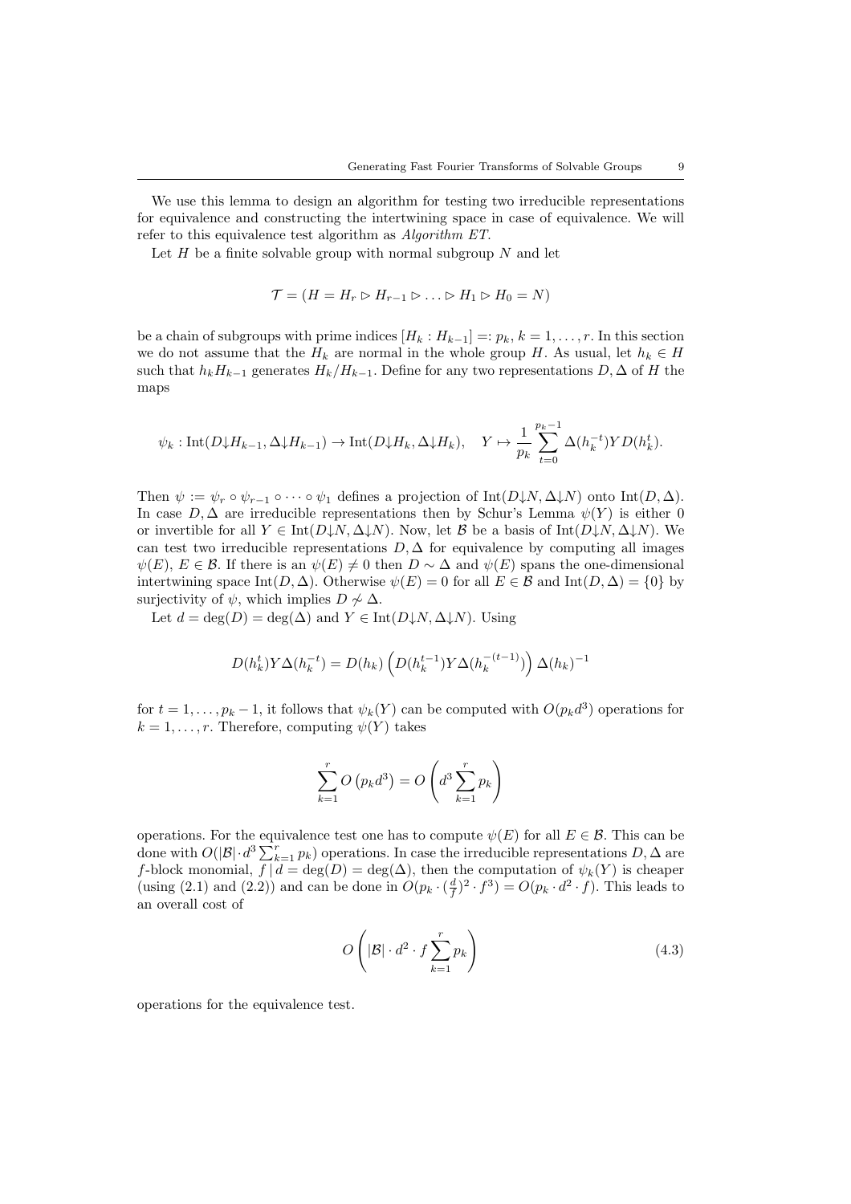We use this lemma to design an algorithm for testing two irreducible representations for equivalence and constructing the intertwining space in case of equivalence. We will refer to this equivalence test algorithm as *Algorithm ET*.

Let $H$ be a finite solvable group with normal subgroup $N$ and let

$$\mathcal{T} = (H = H_r \rhd H_{r-1} \rhd \ldots \rhd H_1 \rhd H_0 = N)$$

be a chain of subgroups with prime indices $[H_k : H_{k-1}] =: p_k$, $k = 1, \ldots, r$. In this section we do not assume that the $H_k$ are normal in the whole group $H$. As usual, let $h_k \in H$ such that $h_k H_{k-1}$ generates $H_k/H_{k-1}$. Define for any two representations $D, \Delta$ of $H$ the maps

$$\psi_k : \mathrm{Int}(D{\downarrow}H_{k-1}, \Delta{\downarrow}H_{k-1}) \to \mathrm{Int}(D{\downarrow}H_k, \Delta{\downarrow}H_k), \quad Y \mapsto \frac{1}{p_k} \sum_{t=0}^{p_k-1} \Delta(h_k^{-t}) Y D(h_k^t).$$

Then $\psi := \psi_r \circ \psi_{r-1} \circ \cdots \circ \psi_1$ defines a projection of $\mathrm{Int}(D{\downarrow}N, \Delta{\downarrow}N)$ onto $\mathrm{Int}(D, \Delta)$. In case $D, \Delta$ are irreducible representations then by Schur's Lemma $\psi(Y)$ is either 0 or invertible for all $Y \in \mathrm{Int}(D{\downarrow}N, \Delta{\downarrow}N)$. Now, let $\mathcal{B}$ be a basis of $\mathrm{Int}(D{\downarrow}N, \Delta{\downarrow}N)$. We can test two irreducible representations $D, \Delta$ for equivalence by computing all images $\psi(E)$, $E \in \mathcal{B}$. If there is an $\psi(E) \neq 0$ then $D \sim \Delta$ and $\psi(E)$ spans the one-dimensional intertwining space $\mathrm{Int}(D, \Delta)$. Otherwise $\psi(E) = 0$ for all $E \in \mathcal{B}$ and $\mathrm{Int}(D, \Delta) = \{0\}$ by surjectivity of $\psi$, which implies $D \not\sim \Delta$.

Let $d = \deg(D) = \deg(\Delta)$ and $Y \in \mathrm{Int}(D{\downarrow}N, \Delta{\downarrow}N)$. Using

$$D(h_k^t) Y \Delta(h_k^{-t}) = D(h_k) \left( D(h_k^{t-1}) Y \Delta(h_k^{-(t-1)}) \right) \Delta(h_k)^{-1}$$

for $t = 1, \ldots, p_k - 1$, it follows that $\psi_k(Y)$ can be computed with $O(p_k d^3)$ operations for $k = 1, \ldots, r$. Therefore, computing $\psi(Y)$ takes

$$\sum_{k=1}^{r} O\left(p_k d^3\right) = O\left(d^3 \sum_{k=1}^{r} p_k\right)$$

operations. For the equivalence test one has to compute $\psi(E)$ for all $E \in \mathcal{B}$. This can be done with $O(|\mathcal{B}| \cdot d^3 \sum_{k=1}^{r} p_k)$ operations. In case the irreducible representations $D, \Delta$ are $f$-block monomial, $f \mid d = \deg(D) = \deg(\Delta)$, then the computation of $\psi_k(Y)$ is cheaper (using (2.1) and (2.2)) and can be done in $O(p_k \cdot (\frac{d}{f})^2 \cdot f^3) = O(p_k \cdot d^2 \cdot f)$. This leads to an overall cost of

$$O\left(|\mathcal{B}| \cdot d^2 \cdot f \sum_{k=1}^{r} p_k\right) \tag{4.3}$$

operations for the equivalence test.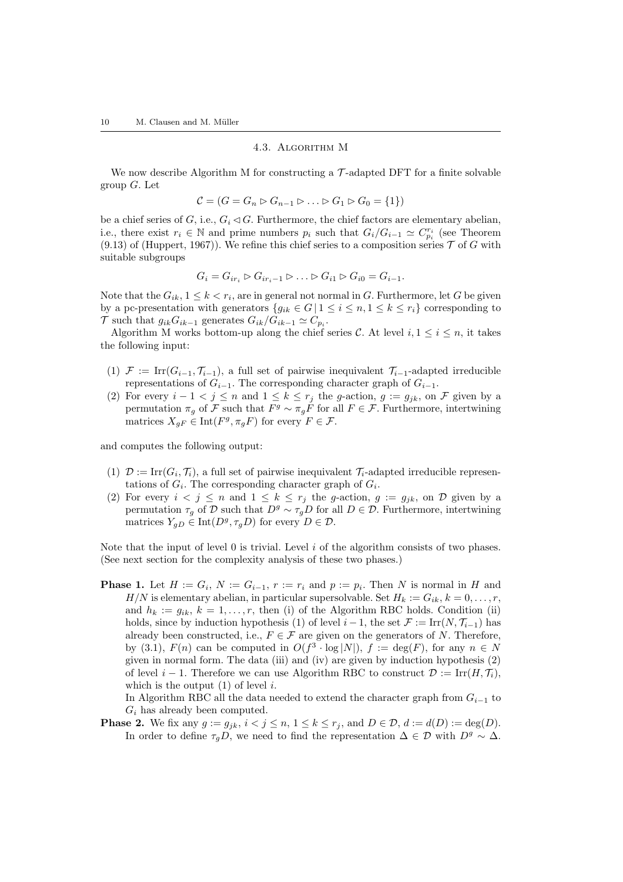### 4.3. Algorithm M

We now describe Algorithm M for constructing a $\mathcal{T}$-adapted DFT for a finite solvable group $G$. Let

$$\mathcal{C} = (G = G_n \triangleright G_{n-1} \triangleright \ldots \triangleright G_1 \triangleright G_0 = \{1\})$$

be a chief series of $G$, i.e., $G_i \lhd G$. Furthermore, the chief factors are elementary abelian, i.e., there exist $r_i \in \mathbb{N}$ and prime numbers $p_i$ such that $G_i/G_{i-1} \simeq C_{p_i}^{r_i}$ (see Theorem (9.13) of (Huppert, 1967)). We refine this chief series to a composition series $\mathcal{T}$ of $G$ with suitable subgroups

$$G_i = G_{ir_i} \triangleright G_{ir_i-1} \triangleright \ldots \triangleright G_{i1} \triangleright G_{i0} = G_{i-1}.$$

Note that the $G_{ik}$, $1 \le k < r_i$, are in general not normal in $G$. Furthermore, let $G$ be given by a pc-presentation with generators $\{g_{ik} \in G \,|\, 1 \le i \le n, 1 \le k \le r_i\}$ corresponding to $\mathcal{T}$ such that $g_{ik}G_{ik-1}$ generates $G_{ik}/G_{ik-1} \simeq C_{p_i}$.

Algorithm M works bottom-up along the chief series $\mathcal{C}$. At level $i, 1 \le i \le n$, it takes the following input:

1. $\mathcal{F} := \mathrm{Irr}(G_{i-1}, \mathcal{T}_{i-1})$, a full set of pairwise inequivalent $\mathcal{T}_{i-1}$-adapted irreducible representations of $G_{i-1}$. The corresponding character graph of $G_{i-1}$.
2. For every $i-1 < j \le n$ and $1 \le k \le r_j$ the $g$-action, $g := g_{jk}$, on $\mathcal{F}$ given by a permutation $\pi_g$ of $\mathcal{F}$ such that $F^g \sim \pi_g F$ for all $F \in \mathcal{F}$. Furthermore, intertwining matrices $X_{gF} \in \mathrm{Int}(F^g, \pi_g F)$ for every $F \in \mathcal{F}$.

and computes the following output:

1. $\mathcal{D} := \mathrm{Irr}(G_i, \mathcal{T}_i)$, a full set of pairwise inequivalent $\mathcal{T}_i$-adapted irreducible representations of $G_i$. The corresponding character graph of $G_i$.
2. For every $i < j \le n$ and $1 \le k \le r_j$ the $g$-action, $g := g_{jk}$, on $\mathcal{D}$ given by a permutation $\tau_g$ of $\mathcal{D}$ such that $D^g \sim \tau_g D$ for all $D \in \mathcal{D}$. Furthermore, intertwining matrices $Y_{gD} \in \mathrm{Int}(D^g, \tau_g D)$ for every $D \in \mathcal{D}$.

Note that the input of level 0 is trivial. Level $i$ of the algorithm consists of two phases. (See next section for the complexity analysis of these two phases.)

**Phase 1.** Let $H := G_i$, $N := G_{i-1}$, $r := r_i$ and $p := p_i$. Then $N$ is normal in $H$ and $H/N$ is elementary abelian, in particular supersolvable. Set $H_k := G_{ik}$, $k = 0, \ldots, r$, and $h_k := g_{ik}$, $k = 1, \ldots, r$, then (i) of the Algorithm RBC holds. Condition (ii) holds, since by induction hypothesis (1) of level $i-1$, the set $\mathcal{F} := \mathrm{Irr}(N, \mathcal{T}_{i-1})$ has already been constructed, i.e., $F \in \mathcal{F}$ are given on the generators of $N$. Therefore, by (3.1), $F(n)$ can be computed in $O(f^3 \cdot \log |N|)$, $f := \deg(F)$, for any $n \in N$ given in normal form. The data (iii) and (iv) are given by induction hypothesis (2) of level $i-1$. Therefore we can use Algorithm RBC to construct $\mathcal{D} := \mathrm{Irr}(H, \mathcal{T}_i)$, which is the output (1) of level $i$.

In Algorithm RBC all the data needed to extend the character graph from $G_{i-1}$ to $G_i$ has already been computed.

**Phase 2.** We fix any $g := g_{jk}$, $i < j \le n$, $1 \le k \le r_j$, and $D \in \mathcal{D}$, $d := d(D) := \deg(D)$. In order to define $\tau_g D$, we need to find the representation $\Delta \in \mathcal{D}$ with $D^g \sim \Delta$.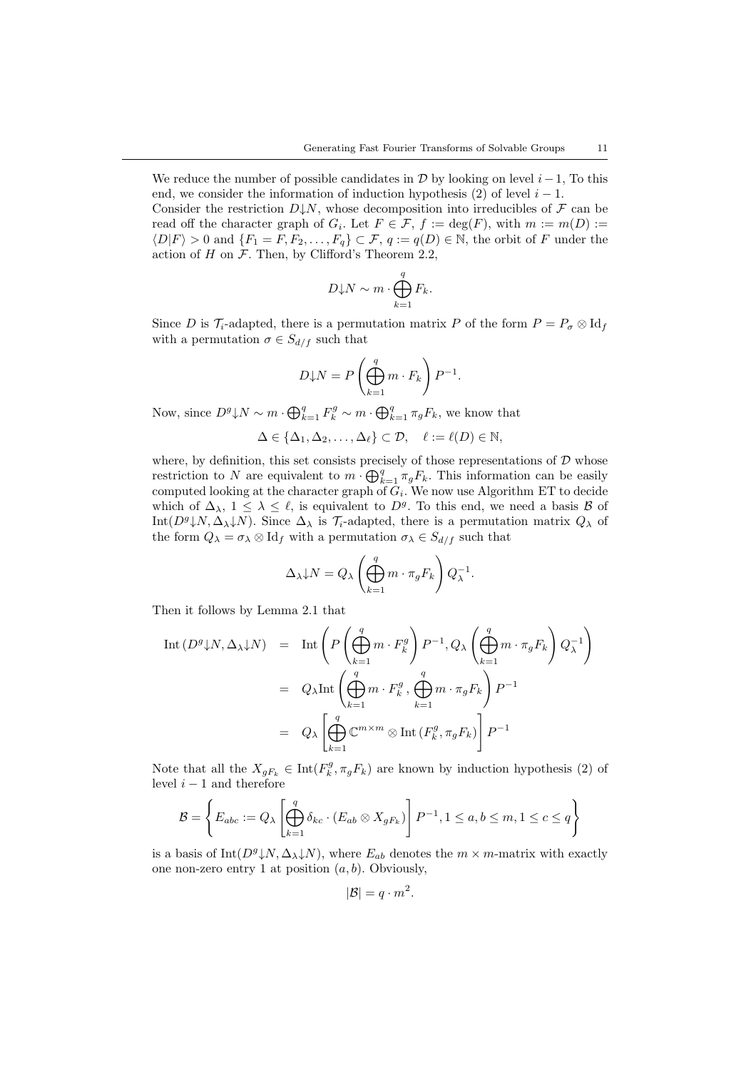We reduce the number of possible candidates in $\mathcal{D}$ by looking on level $i-1$, To this end, we consider the information of induction hypothesis (2) of level $i-1$.
Consider the restriction $D{\downarrow}N$, whose decomposition into irreducibles of $\mathcal{F}$ can be read off the character graph of $G_i$. Let $F \in \mathcal{F}$, $f := \deg(F)$, with $m := m(D) := \langle D|F\rangle > 0$ and $\{F_1 = F, F_2, \ldots, F_q\} \subset \mathcal{F}$, $q := q(D) \in \mathbb{N}$, the orbit of $F$ under the action of $H$ on $\mathcal{F}$. Then, by Clifford's Theorem 2.2,

$$D{\downarrow}N \sim m \cdot \bigoplus_{k=1}^{q} F_k.$$

Since $D$ is $\mathcal{T}_i$-adapted, there is a permutation matrix $P$ of the form $P = P_\sigma \otimes \mathrm{Id}_f$ with a permutation $\sigma \in S_{d/f}$ such that

$$D{\downarrow}N = P\left(\bigoplus_{k=1}^{q} m \cdot F_k\right)P^{-1}.$$

Now, since $D^g{\downarrow}N \sim m \cdot \bigoplus_{k=1}^{q} F_k^g \sim m \cdot \bigoplus_{k=1}^{q} \pi_g F_k$, we know that

$$\Delta \in \{\Delta_1, \Delta_2, \ldots, \Delta_\ell\} \subset \mathcal{D}, \quad \ell := \ell(D) \in \mathbb{N},$$

where, by definition, this set consists precisely of those representations of $\mathcal{D}$ whose restriction to $N$ are equivalent to $m \cdot \bigoplus_{k=1}^{q} \pi_g F_k$. This information can be easily computed looking at the character graph of $G_i$. We now use Algorithm ET to decide which of $\Delta_\lambda$, $1 \le \lambda \le \ell$, is equivalent to $D^g$. To this end, we need a basis $\mathcal{B}$ of $\mathrm{Int}(D^g{\downarrow}N, \Delta_\lambda{\downarrow}N)$. Since $\Delta_\lambda$ is $\mathcal{T}_i$-adapted, there is a permutation matrix $Q_\lambda$ of the form $Q_\lambda = \sigma_\lambda \otimes \mathrm{Id}_f$ with a permutation $\sigma_\lambda \in S_{d/f}$ such that

$$\Delta_\lambda{\downarrow}N = Q_\lambda\left(\bigoplus_{k=1}^{q} m \cdot \pi_g F_k\right)Q_\lambda^{-1}.$$

Then it follows by Lemma 2.1 that

$$\begin{aligned}
\mathrm{Int}\left(D^g{\downarrow}N, \Delta_\lambda{\downarrow}N\right) &= \mathrm{Int}\left(P\left(\bigoplus_{k=1}^{q} m \cdot F_k^g\right)P^{-1}, Q_\lambda\left(\bigoplus_{k=1}^{q} m \cdot \pi_g F_k\right)Q_\lambda^{-1}\right) \\
&= Q_\lambda \mathrm{Int}\left(\bigoplus_{k=1}^{q} m \cdot F_k^g, \bigoplus_{k=1}^{q} m \cdot \pi_g F_k\right)P^{-1} \\
&= Q_\lambda\left[\bigoplus_{k=1}^{q} \mathbb{C}^{m\times m} \otimes \mathrm{Int}\left(F_k^g, \pi_g F_k\right)\right]P^{-1}
\end{aligned}$$

Note that all the $X_{gF_k} \in \mathrm{Int}(F_k^g, \pi_g F_k)$ are known by induction hypothesis (2) of level $i-1$ and therefore

$$\mathcal{B} = \left\{E_{abc} := Q_\lambda\left[\bigoplus_{k=1}^{q} \delta_{kc} \cdot (E_{ab} \otimes X_{gF_k})\right]P^{-1}, 1 \le a, b \le m, 1 \le c \le q\right\}$$

is a basis of $\mathrm{Int}(D^g{\downarrow}N, \Delta_\lambda{\downarrow}N)$, where $E_{ab}$ denotes the $m \times m$-matrix with exactly one non-zero entry 1 at position $(a, b)$. Obviously,

$$|\mathcal{B}| = q \cdot m^2.$$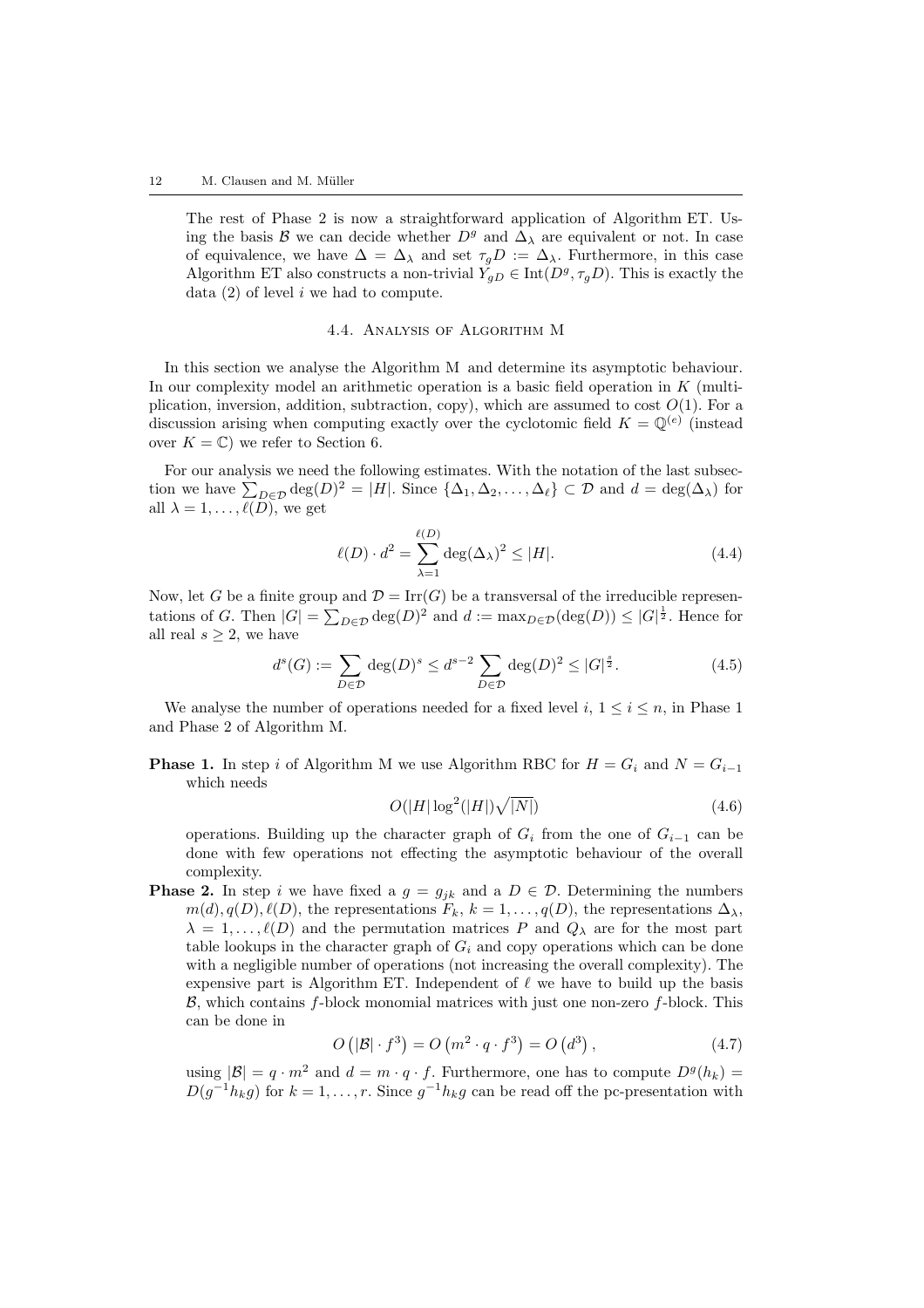The rest of Phase 2 is now a straightforward application of Algorithm ET. Using the basis $\mathcal{B}$ we can decide whether $D^g$ and $\Delta_\lambda$ are equivalent or not. In case of equivalence, we have $\Delta = \Delta_\lambda$ and set $\tau_g D := \Delta_\lambda$. Furthermore, in this case Algorithm ET also constructs a non-trivial $Y_{gD} \in \mathrm{Int}(D^g, \tau_g D)$. This is exactly the data (2) of level $i$ we had to compute.

## 4.4. Analysis of Algorithm M

In this section we analyse the Algorithm M and determine its asymptotic behaviour. In our complexity model an arithmetic operation is a basic field operation in $K$ (multiplication, inversion, addition, subtraction, copy), which are assumed to cost $O(1)$. For a discussion arising when computing exactly over the cyclotomic field $K = \mathbb{Q}^{(e)}$ (instead over $K = \mathbb{C}$) we refer to Section 6.

For our analysis we need the following estimates. With the notation of the last subsection we have $\sum_{D\in\mathcal{D}} \deg(D)^2 = |H|$. Since $\{\Delta_1, \Delta_2, \ldots, \Delta_\ell\} \subset \mathcal{D}$ and $d = \deg(\Delta_\lambda)$ for all $\lambda = 1, \ldots, \ell(D)$, we get

$$\ell(D) \cdot d^2 = \sum_{\lambda=1}^{\ell(D)} \deg(\Delta_\lambda)^2 \leq |H|. \tag{4.4}$$

Now, let $G$ be a finite group and $\mathcal{D} = \mathrm{Irr}(G)$ be a transversal of the irreducible representations of $G$. Then $|G| = \sum_{D\in\mathcal{D}} \deg(D)^2$ and $d := \max_{D\in\mathcal{D}}(\deg(D)) \leq |G|^{\frac{1}{2}}$. Hence for all real $s \geq 2$, we have

$$d^s(G) := \sum_{D\in\mathcal{D}} \deg(D)^s \leq d^{s-2} \sum_{D\in\mathcal{D}} \deg(D)^2 \leq |G|^{\frac{s}{2}}. \tag{4.5}$$

We analyse the number of operations needed for a fixed level $i$, $1 \leq i \leq n$, in Phase 1 and Phase 2 of Algorithm M.

**Phase 1.** In step $i$ of Algorithm M we use Algorithm RBC for $H = G_i$ and $N = G_{i-1}$ which needs

$$O(|H| \log^2(|H|)\sqrt{|N|}) \tag{4.6}$$

operations. Building up the character graph of $G_i$ from the one of $G_{i-1}$ can be done with few operations not effecting the asymptotic behaviour of the overall complexity.

**Phase 2.** In step $i$ we have fixed a $g = g_{jk}$ and a $D \in \mathcal{D}$. Determining the numbers $m(d), q(D), \ell(D)$, the representations $F_k$, $k = 1, \ldots, q(D)$, the representations $\Delta_\lambda$, $\lambda = 1, \ldots, \ell(D)$ and the permutation matrices $P$ and $Q_\lambda$ are for the most part table lookups in the character graph of $G_i$ and copy operations which can be done with a negligible number of operations (not increasing the overall complexity). The expensive part is Algorithm ET. Independent of $\ell$ we have to build up the basis $\mathcal{B}$, which contains $f$-block monomial matrices with just one non-zero $f$-block. This can be done in

$$O\left(|\mathcal{B}| \cdot f^3\right) = O\left(m^2 \cdot q \cdot f^3\right) = O\left(d^3\right), \tag{4.7}$$

using $|\mathcal{B}| = q \cdot m^2$ and $d = m \cdot q \cdot f$. Furthermore, one has to compute $D^g(h_k) = D(g^{-1}h_k g)$ for $k = 1, \ldots, r$. Since $g^{-1}h_k g$ can be read off the pc-presentation with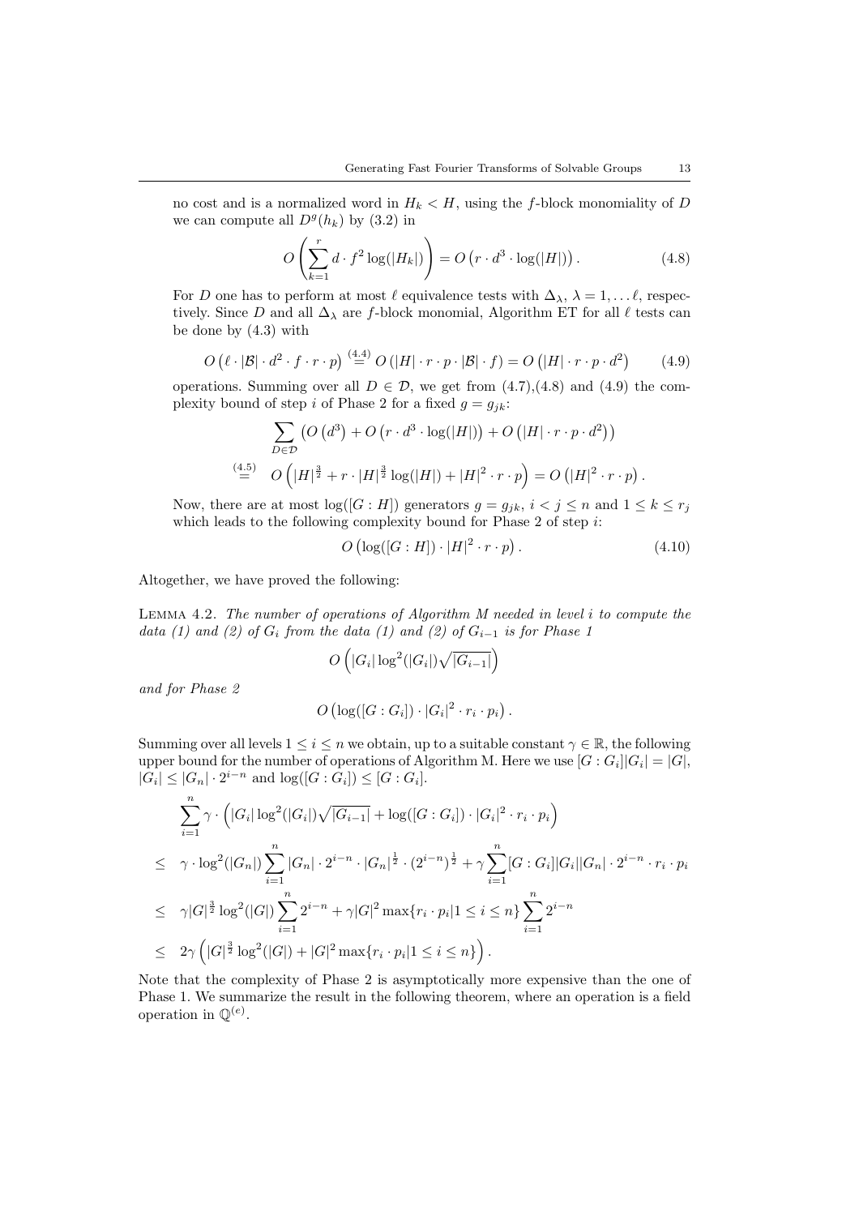no cost and is a normalized word in $H_k < H$, using the $f$-block monomiality of $D$ we can compute all $D^g(h_k)$ by (3.2) in

$$O\left(\sum_{k=1}^{r} d \cdot f^2 \log(|H_k|)\right) = O\left(r \cdot d^3 \cdot \log(|H|)\right). \tag{4.8}$$

For $D$ one has to perform at most $\ell$ equivalence tests with $\Delta_\lambda$, $\lambda = 1, \ldots \ell$, respectively. Since $D$ and all $\Delta_\lambda$ are $f$-block monomial, Algorithm ET for all $\ell$ tests can be done by (4.3) with

$$O\left(\ell \cdot |\mathcal{B}| \cdot d^2 \cdot f \cdot r \cdot p\right) \stackrel{(4.4)}{=} O\left(|H| \cdot r \cdot p \cdot |\mathcal{B}| \cdot f\right) = O\left(|H| \cdot r \cdot p \cdot d^2\right) \tag{4.9}$$

operations. Summing over all $D \in \mathcal{D}$, we get from (4.7),(4.8) and (4.9) the complexity bound of step $i$ of Phase 2 for a fixed $g = g_{jk}$:

$$\begin{aligned}
&\sum_{D \in \mathcal{D}} \left(O\left(d^3\right) + O\left(r \cdot d^3 \cdot \log(|H|)\right) + O\left(|H| \cdot r \cdot p \cdot d^2\right)\right) \\
\stackrel{(4.5)}{=}\ & O\left(|H|^{\frac{3}{2}} + r \cdot |H|^{\frac{3}{2}} \log(|H|) + |H|^2 \cdot r \cdot p\right) = O\left(|H|^2 \cdot r \cdot p\right).
\end{aligned}$$

Now, there are at most $\log([G : H])$ generators $g = g_{jk}$, $i < j \leq n$ and $1 \leq k \leq r_j$ which leads to the following complexity bound for Phase 2 of step $i$:

$$O\left(\log([G : H]) \cdot |H|^2 \cdot r \cdot p\right). \tag{4.10}$$

Altogether, we have proved the following:

Lemma 4.2. *The number of operations of Algorithm M needed in level $i$ to compute the data (1) and (2) of $G_i$ from the data (1) and (2) of $G_{i-1}$ is for Phase 1*

$$O\left(|G_i| \log^2(|G_i|)\sqrt{|G_{i-1}|}\right)$$

*and for Phase 2*

$$O\left(\log([G : G_i]) \cdot |G_i|^2 \cdot r_i \cdot p_i\right).$$

Summing over all levels $1 \leq i \leq n$ we obtain, up to a suitable constant $\gamma \in \mathbb{R}$, the following upper bound for the number of operations of Algorithm M. Here we use $[G : G_i]|G_i| = |G|$, $|G_i| \leq |G_n| \cdot 2^{i-n}$ and $\log([G : G_i]) \leq [G : G_i]$.

$$\begin{aligned}
&\sum_{i=1}^{n} \gamma \cdot \left(|G_i| \log^2(|G_i|)\sqrt{|G_{i-1}|} + \log([G : G_i]) \cdot |G_i|^2 \cdot r_i \cdot p_i\right) \\
\leq\ & \gamma \cdot \log^2(|G_n|) \sum_{i=1}^{n} |G_n| \cdot 2^{i-n} \cdot |G_n|^{\frac{1}{2}} \cdot (2^{i-n})^{\frac{1}{2}} + \gamma \sum_{i=1}^{n} [G : G_i]|G_i||G_n| \cdot 2^{i-n} \cdot r_i \cdot p_i \\
\leq\ & \gamma |G|^{\frac{3}{2}} \log^2(|G|) \sum_{i=1}^{n} 2^{i-n} + \gamma |G|^2 \max\{r_i \cdot p_i | 1 \leq i \leq n\} \sum_{i=1}^{n} 2^{i-n} \\
\leq\ & 2\gamma \left(|G|^{\frac{3}{2}} \log^2(|G|) + |G|^2 \max\{r_i \cdot p_i | 1 \leq i \leq n\}\right).
\end{aligned}$$

Note that the complexity of Phase 2 is asymptotically more expensive than the one of Phase 1. We summarize the result in the following theorem, where an operation is a field operation in $\mathbb{Q}^{(e)}$.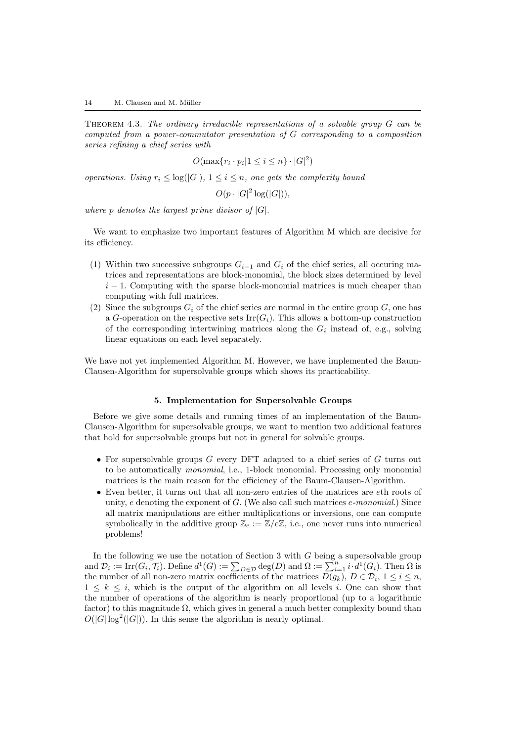**Theorem 4.3.** *The ordinary irreducible representations of a solvable group $G$ can be computed from a power-commutator presentation of $G$ corresponding to a composition series refining a chief series with*

$$O(\max\{r_i \cdot p_i | 1 \leq i \leq n\} \cdot |G|^2)$$

*operations. Using $r_i \leq \log(|G|)$, $1 \leq i \leq n$, one gets the complexity bound*

$$O(p \cdot |G|^2 \log(|G|)),$$

*where $p$ denotes the largest prime divisor of $|G|$.*

We want to emphasize two important features of Algorithm M which are decisive for its efficiency.

1. Within two successive subgroups $G_{i-1}$ and $G_i$ of the chief series, all occuring matrices and representations are block-monomial, the block sizes determined by level $i-1$. Computing with the sparse block-monomial matrices is much cheaper than computing with full matrices.
2. Since the subgroups $G_i$ of the chief series are normal in the entire group $G$, one has a $G$-operation on the respective sets $\mathrm{Irr}(G_i)$. This allows a bottom-up construction of the corresponding intertwining matrices along the $G_i$ instead of, e.g., solving linear equations on each level separately.

We have not yet implemented Algorithm M. However, we have implemented the Baum-Clausen-Algorithm for supersolvable groups which shows its practicability.

## 5. Implementation for Supersolvable Groups

Before we give some details and running times of an implementation of the Baum-Clausen-Algorithm for supersolvable groups, we want to mention two additional features that hold for supersolvable groups but not in general for solvable groups.

- For supersolvable groups $G$ every DFT adapted to a chief series of $G$ turns out to be automatically *monomial*, i.e., 1-block monomial. Processing only monomial matrices is the main reason for the efficiency of the Baum-Clausen-Algorithm.
- Even better, it turns out that all non-zero entries of the matrices are $e$th roots of unity, $e$ denoting the exponent of $G$. (We also call such matrices $e$-*monomial*.) Since all matrix manipulations are either multiplications or inversions, one can compute symbolically in the additive group $\mathbb{Z}_e := \mathbb{Z}/e\mathbb{Z}$, i.e., one never runs into numerical problems!

In the following we use the notation of Section 3 with $G$ being a supersolvable group and $\mathcal{D}_i := \mathrm{Irr}(G_i, \mathcal{T}_i)$. Define $d^1(G) := \sum_{D \in \mathcal{D}} \deg(D)$ and $\Omega := \sum_{i=1}^{n} i \cdot d^1(G_i)$. Then $\Omega$ is the number of all non-zero matrix coefficients of the matrices $D(g_k)$, $D \in \mathcal{D}_i$, $1 \leq i \leq n$, $1 \leq k \leq i$, which is the output of the algorithm on all levels $i$. One can show that the number of operations of the algorithm is nearly proportional (up to a logarithmic factor) to this magnitude $\Omega$, which gives in general a much better complexity bound than $O(|G| \log^2(|G|))$. In this sense the algorithm is nearly optimal.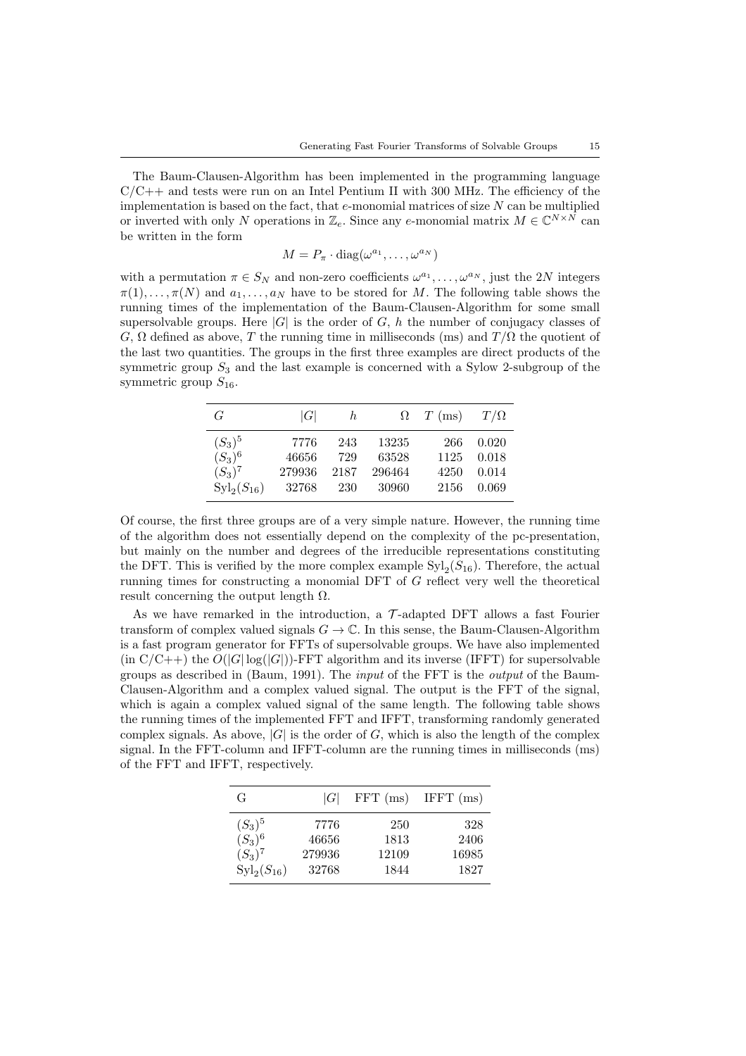The Baum-Clausen-Algorithm has been implemented in the programming language C/C++ and tests were run on an Intel Pentium II with 300 MHz. The efficiency of the implementation is based on the fact, that $e$-monomial matrices of size $N$ can be multiplied or inverted with only $N$ operations in $\mathbb{Z}_e$. Since any $e$-monomial matrix $M \in \mathbb{C}^{N\times N}$ can be written in the form

$$M = P_\pi \cdot \mathrm{diag}(\omega^{a_1}, \ldots, \omega^{a_N})$$

with a permutation $\pi \in S_N$ and non-zero coefficients $\omega^{a_1}, \ldots, \omega^{a_N}$, just the $2N$ integers $\pi(1), \ldots, \pi(N)$ and $a_1, \ldots, a_N$ have to be stored for $M$. The following table shows the running times of the implementation of the Baum-Clausen-Algorithm for some small supersolvable groups. Here $|G|$ is the order of $G$, $h$ the number of conjugacy classes of $G$, $\Omega$ defined as above, $T$ the running time in milliseconds (ms) and $T/\Omega$ the quotient of the last two quantities. The groups in the first three examples are direct products of the symmetric group $S_3$ and the last example is concerned with a Sylow 2-subgroup of the symmetric group $S_{16}$.

| $G$ | $\lvert G\rvert$ | $h$ | $\Omega$ | $T$ (ms) | $T/\Omega$ |
|---|---|---|---|---|---|
| $(S_3)^5$ | 7776 | 243 | 13235 | 266 | 0.020 |
| $(S_3)^6$ | 46656 | 729 | 63528 | 1125 | 0.018 |
| $(S_3)^7$ | 279936 | 2187 | 296464 | 4250 | 0.014 |
| $\mathrm{Syl}_2(S_{16})$ | 32768 | 230 | 30960 | 2156 | 0.069 |

Of course, the first three groups are of a very simple nature. However, the running time of the algorithm does not essentially depend on the complexity of the pc-presentation, but mainly on the number and degrees of the irreducible representations constituting the DFT. This is verified by the more complex example $\mathrm{Syl}_2(S_{16})$. Therefore, the actual running times for constructing a monomial DFT of $G$ reflect very well the theoretical result concerning the output length $\Omega$.

As we have remarked in the introduction, a $\mathcal{T}$-adapted DFT allows a fast Fourier transform of complex valued signals $G \to \mathbb{C}$. In this sense, the Baum-Clausen-Algorithm is a fast program generator for FFTs of supersolvable groups. We have also implemented (in C/C++) the $O(|G|\log(|G|))$-FFT algorithm and its inverse (IFFT) for supersolvable groups as described in (Baum, 1991). The *input* of the FFT is the *output* of the Baum-Clausen-Algorithm and a complex valued signal. The output is the FFT of the signal, which is again a complex valued signal of the same length. The following table shows the running times of the implemented FFT and IFFT, transforming randomly generated complex signals. As above, $|G|$ is the order of $G$, which is also the length of the complex signal. In the FFT-column and IFFT-column are the running times in milliseconds (ms) of the FFT and IFFT, respectively.

| G | $\lvert G\rvert$ | FFT (ms) | IFFT (ms) |
|---|---|---|---|
| $(S_3)^5$ | 7776 | 250 | 328 |
| $(S_3)^6$ | 46656 | 1813 | 2406 |
| $(S_3)^7$ | 279936 | 12109 | 16985 |
| $\mathrm{Syl}_2(S_{16})$ | 32768 | 1844 | 1827 |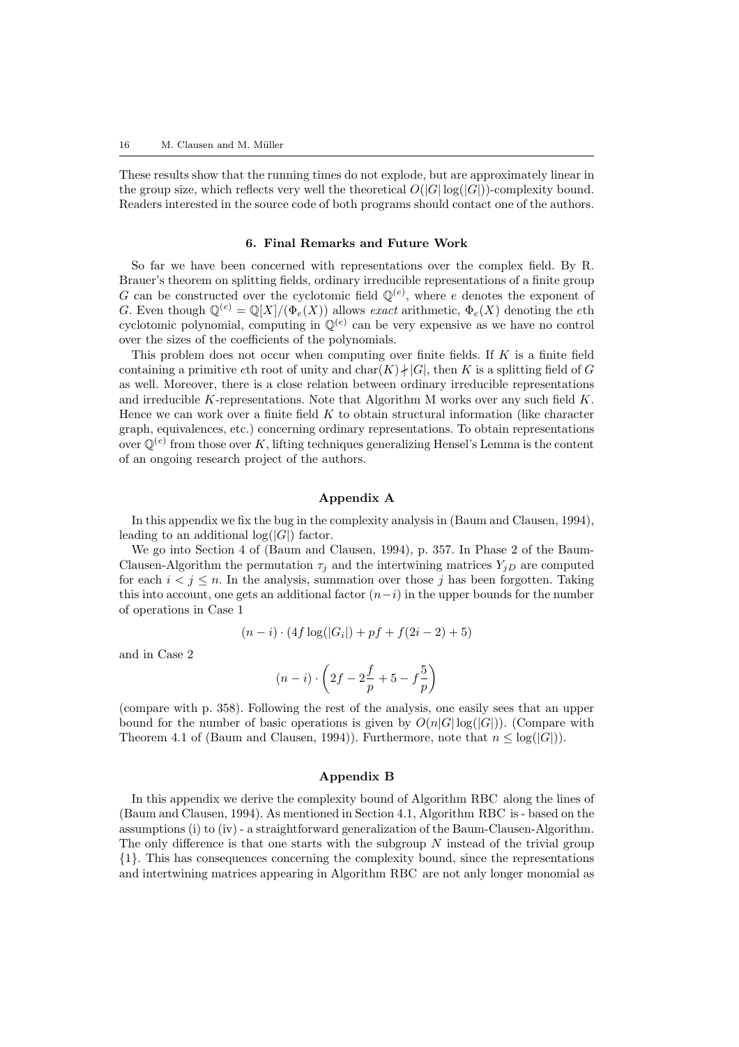These results show that the running times do not explode, but are approximately linear in the group size, which reflects very well the theoretical $O(|G|\log(|G|))$-complexity bound. Readers interested in the source code of both programs should contact one of the authors.

## 6. Final Remarks and Future Work

So far we have been concerned with representations over the complex field. By R. Brauer's theorem on splitting fields, ordinary irreducible representations of a finite group $G$ can be constructed over the cyclotomic field $\mathbb{Q}^{(e)}$, where $e$ denotes the exponent of $G$. Even though $\mathbb{Q}^{(e)} = \mathbb{Q}[X]/(\Phi_e(X))$ allows *exact* arithmetic, $\Phi_e(X)$ denoting the $e$th cyclotomic polynomial, computing in $\mathbb{Q}^{(e)}$ can be very expensive as we have no control over the sizes of the coefficients of the polynomials.

This problem does not occur when computing over finite fields. If $K$ is a finite field containing a primitive $e$th root of unity and $\mathrm{char}(K) \nmid |G|$, then $K$ is a splitting field of $G$ as well. Moreover, there is a close relation between ordinary irreducible representations and irreducible $K$-representations. Note that Algorithm M works over any such field $K$. Hence we can work over a finite field $K$ to obtain structural information (like character graph, equivalences, etc.) concerning ordinary representations. To obtain representations over $\mathbb{Q}^{(e)}$ from those over $K$, lifting techniques generalizing Hensel's Lemma is the content of an ongoing research project of the authors.

## Appendix A

In this appendix we fix the bug in the complexity analysis in (Baum and Clausen, 1994), leading to an additional $\log(|G|)$ factor.

We go into Section 4 of (Baum and Clausen, 1994), p. 357. In Phase 2 of the Baum-Clausen-Algorithm the permutation $\tau_j$ and the intertwining matrices $Y_{jD}$ are computed for each $i < j \leq n$. In the analysis, summation over those $j$ has been forgotten. Taking this into account, one gets an additional factor $(n-i)$ in the upper bounds for the number of operations in Case 1

$$(n-i) \cdot (4f\log(|G_i|) + pf + f(2i-2) + 5)$$

and in Case 2

$$(n-i) \cdot \left(2f - 2\frac{f}{p} + 5 - f\frac{5}{p}\right)$$

(compare with p. 358). Following the rest of the analysis, one easily sees that an upper bound for the number of basic operations is given by $O(n|G|\log(|G|))$. (Compare with Theorem 4.1 of (Baum and Clausen, 1994)). Furthermore, note that $n \leq \log(|G|)$).

## Appendix B

In this appendix we derive the complexity bound of Algorithm RBC along the lines of (Baum and Clausen, 1994). As mentioned in Section 4.1, Algorithm RBC is - based on the assumptions (i) to (iv) - a straightforward generalization of the Baum-Clausen-Algorithm. The only difference is that one starts with the subgroup $N$ instead of the trivial group $\{1\}$. This has consequences concerning the complexity bound, since the representations and intertwining matrices appearing in Algorithm RBC are not anly longer monomial as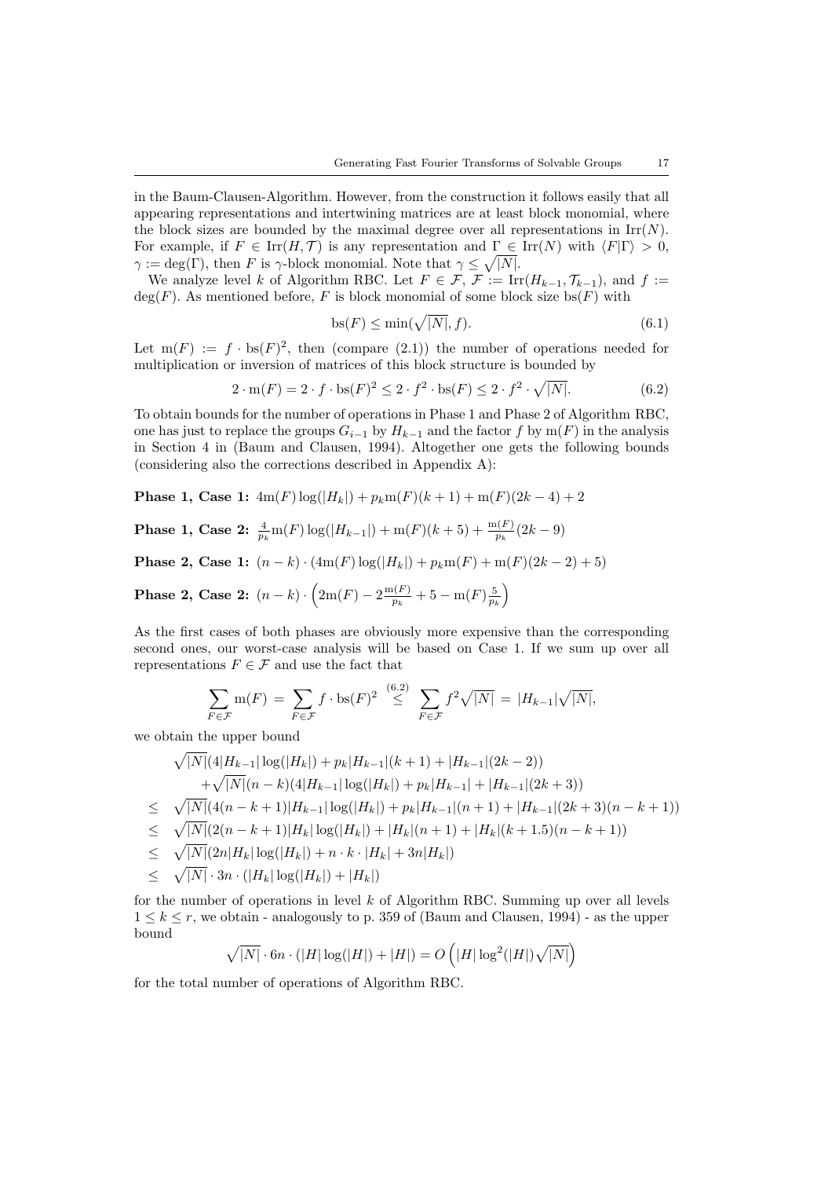in the Baum-Clausen-Algorithm. However, from the construction it follows easily that all appearing representations and intertwining matrices are at least block monomial, where the block sizes are bounded by the maximal degree over all representations in $\mathrm{Irr}(N)$. For example, if $F \in \mathrm{Irr}(H, \mathcal{T})$ is any representation and $\Gamma \in \mathrm{Irr}(N)$ with $\langle F|\Gamma\rangle > 0$, $\gamma := \deg(\Gamma)$, then $F$ is $\gamma$-block monomial. Note that $\gamma \leq \sqrt{|N|}$.

We analyze level $k$ of Algorithm RBC. Let $F \in \mathcal{F}$, $\mathcal{F} := \mathrm{Irr}(H_{k-1}, \mathcal{T}_{k-1})$, and $f := \deg(F)$. As mentioned before, $F$ is block monomial of some block size $\mathrm{bs}(F)$ with

$$\mathrm{bs}(F) \leq \min(\sqrt{|N|}, f). \tag{6.1}$$

Let $\mathrm{m}(F) := f \cdot \mathrm{bs}(F)^2$, then (compare (2.1)) the number of operations needed for multiplication or inversion of matrices of this block structure is bounded by

$$2 \cdot \mathrm{m}(F) = 2 \cdot f \cdot \mathrm{bs}(F)^2 \leq 2 \cdot f^2 \cdot \mathrm{bs}(F) \leq 2 \cdot f^2 \cdot \sqrt{|N|}. \tag{6.2}$$

To obtain bounds for the number of operations in Phase 1 and Phase 2 of Algorithm RBC, one has just to replace the groups $G_{i-1}$ by $H_{k-1}$ and the factor $f$ by $\mathrm{m}(F)$ in the analysis in Section 4 in (Baum and Clausen, 1994). Altogether one gets the following bounds (considering also the corrections described in Appendix A):

**Phase 1, Case 1:** $4\mathrm{m}(F)\log(|H_k|) + p_k\mathrm{m}(F)(k+1) + \mathrm{m}(F)(2k-4) + 2$

**Phase 1, Case 2:** $\frac{4}{p_k}\mathrm{m}(F)\log(|H_{k-1}|) + \mathrm{m}(F)(k+5) + \frac{\mathrm{m}(F)}{p_k}(2k-9)$

**Phase 2, Case 1:** $(n-k)\cdot(4\mathrm{m}(F)\log(|H_k|) + p_k\mathrm{m}(F) + \mathrm{m}(F)(2k-2) + 5)$

**Phase 2, Case 2:** $(n-k)\cdot\left(2\mathrm{m}(F) - 2\frac{\mathrm{m}(F)}{p_k} + 5 - \mathrm{m}(F)\frac{5}{p_k}\right)$

As the first cases of both phases are obviously more expensive than the corresponding second ones, our worst-case analysis will be based on Case 1. If we sum up over all representations $F \in \mathcal{F}$ and use the fact that

$$\sum_{F\in\mathcal{F}} \mathrm{m}(F) = \sum_{F\in\mathcal{F}} f \cdot \mathrm{bs}(F)^2 \overset{(6.2)}{\leq} \sum_{F\in\mathcal{F}} f^2\sqrt{|N|} = |H_{k-1}|\sqrt{|N|},$$

we obtain the upper bound

$$\begin{aligned}
&\sqrt{|N|}(4|H_{k-1}|\log(|H_k|) + p_k|H_{k-1}|(k+1) + |H_{k-1}|(2k-2)) \\
&\quad + \sqrt{|N|}(n-k)(4|H_{k-1}|\log(|H_k|) + p_k|H_{k-1}| + |H_{k-1}|(2k+3)) \\
\leq\ & \sqrt{|N|}(4(n-k+1)|H_{k-1}|\log(|H_k|) + p_k|H_{k-1}|(n+1) + |H_{k-1}|(2k+3)(n-k+1)) \\
\leq\ & \sqrt{|N|}(2(n-k+1)|H_k|\log(|H_k|) + |H_k|(n+1) + |H_k|(k+1.5)(n-k+1)) \\
\leq\ & \sqrt{|N|}(2n|H_k|\log(|H_k|) + n\cdot k\cdot|H_k| + 3n|H_k|) \\
\leq\ & \sqrt{|N|}\cdot 3n\cdot(|H_k|\log(|H_k|) + |H_k|)
\end{aligned}$$

for the number of operations in level $k$ of Algorithm RBC. Summing up over all levels $1 \leq k \leq r$, we obtain - analogously to p. 359 of (Baum and Clausen, 1994) - as the upper bound

$$\sqrt{|N|}\cdot 6n\cdot(|H|\log(|H|) + |H|) = O\left(|H|\log^2(|H|)\sqrt{|N|}\right)$$

for the total number of operations of Algorithm RBC.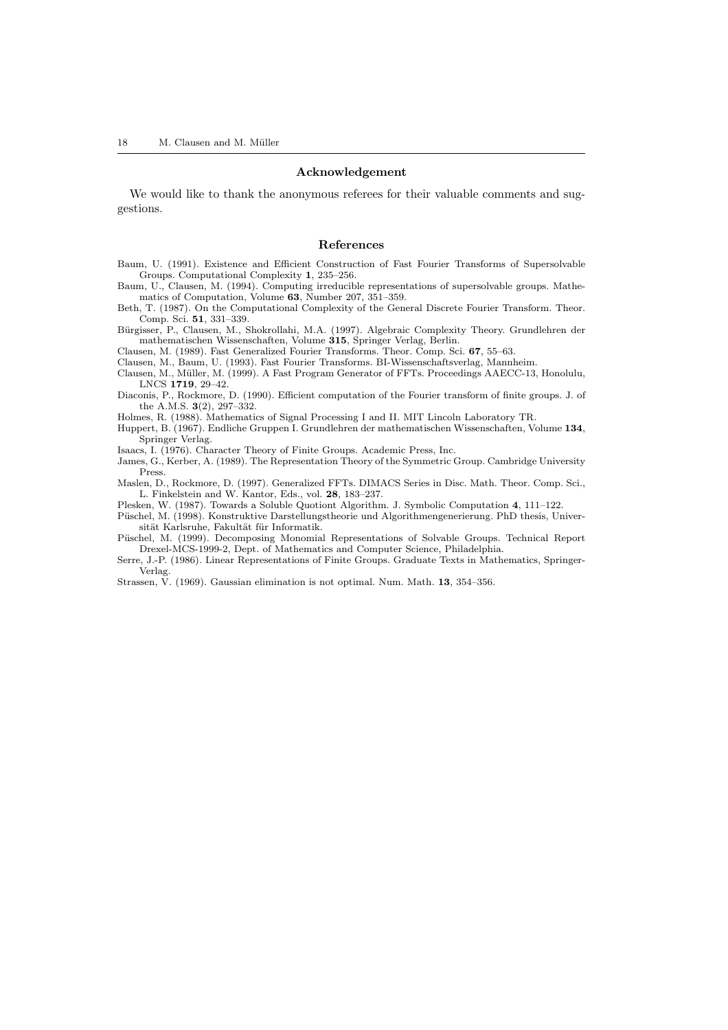## Acknowledgement

We would like to thank the anonymous referees for their valuable comments and suggestions.

## References

Baum, U. (1991). Existence and Efficient Construction of Fast Fourier Transforms of Supersolvable Groups. Computational Complexity **1**, 235–256.

Baum, U., Clausen, M. (1994). Computing irreducible representations of supersolvable groups. Mathematics of Computation, Volume **63**, Number 207, 351–359.

Beth, T. (1987). On the Computational Complexity of the General Discrete Fourier Transform. Theor. Comp. Sci. **51**, 331–339.

Bürgisser, P., Clausen, M., Shokrollahi, M.A. (1997). Algebraic Complexity Theory. Grundlehren der mathematischen Wissenschaften, Volume **315**, Springer Verlag, Berlin.

Clausen, M. (1989). Fast Generalized Fourier Transforms. Theor. Comp. Sci. **67**, 55–63.

Clausen, M., Baum, U. (1993). Fast Fourier Transforms. BI-Wissenschaftsverlag, Mannheim.

Clausen, M., Müller, M. (1999). A Fast Program Generator of FFTs. Proceedings AAECC-13, Honolulu, LNCS **1719**, 29–42.

Diaconis, P., Rockmore, D. (1990). Efficient computation of the Fourier transform of finite groups. J. of the A.M.S. **3**(2), 297–332.

Holmes, R. (1988). Mathematics of Signal Processing I and II. MIT Lincoln Laboratory TR.

Huppert, B. (1967). Endliche Gruppen I. Grundlehren der mathematischen Wissenschaften, Volume **134**, Springer Verlag.

Isaacs, I. (1976). Character Theory of Finite Groups. Academic Press, Inc.

James, G., Kerber, A. (1989). The Representation Theory of the Symmetric Group. Cambridge University Press.

Maslen, D., Rockmore, D. (1997). Generalized FFTs. DIMACS Series in Disc. Math. Theor. Comp. Sci., L. Finkelstein and W. Kantor, Eds., vol. **28**, 183–237.

Plesken, W. (1987). Towards a Soluble Quotient Algorithm. J. Symbolic Computation **4**, 111–122.

Püschel, M. (1998). Konstruktive Darstellungstheorie und Algorithmengenerierung. PhD thesis, Universität Karlsruhe, Fakultät für Informatik.

Püschel, M. (1999). Decomposing Monomial Representations of Solvable Groups. Technical Report Drexel-MCS-1999-2, Dept. of Mathematics and Computer Science, Philadelphia.

Serre, J.-P. (1986). Linear Representations of Finite Groups. Graduate Texts in Mathematics, Springer-Verlag.

Strassen, V. (1969). Gaussian elimination is not optimal. Num. Math. **13**, 354–356.